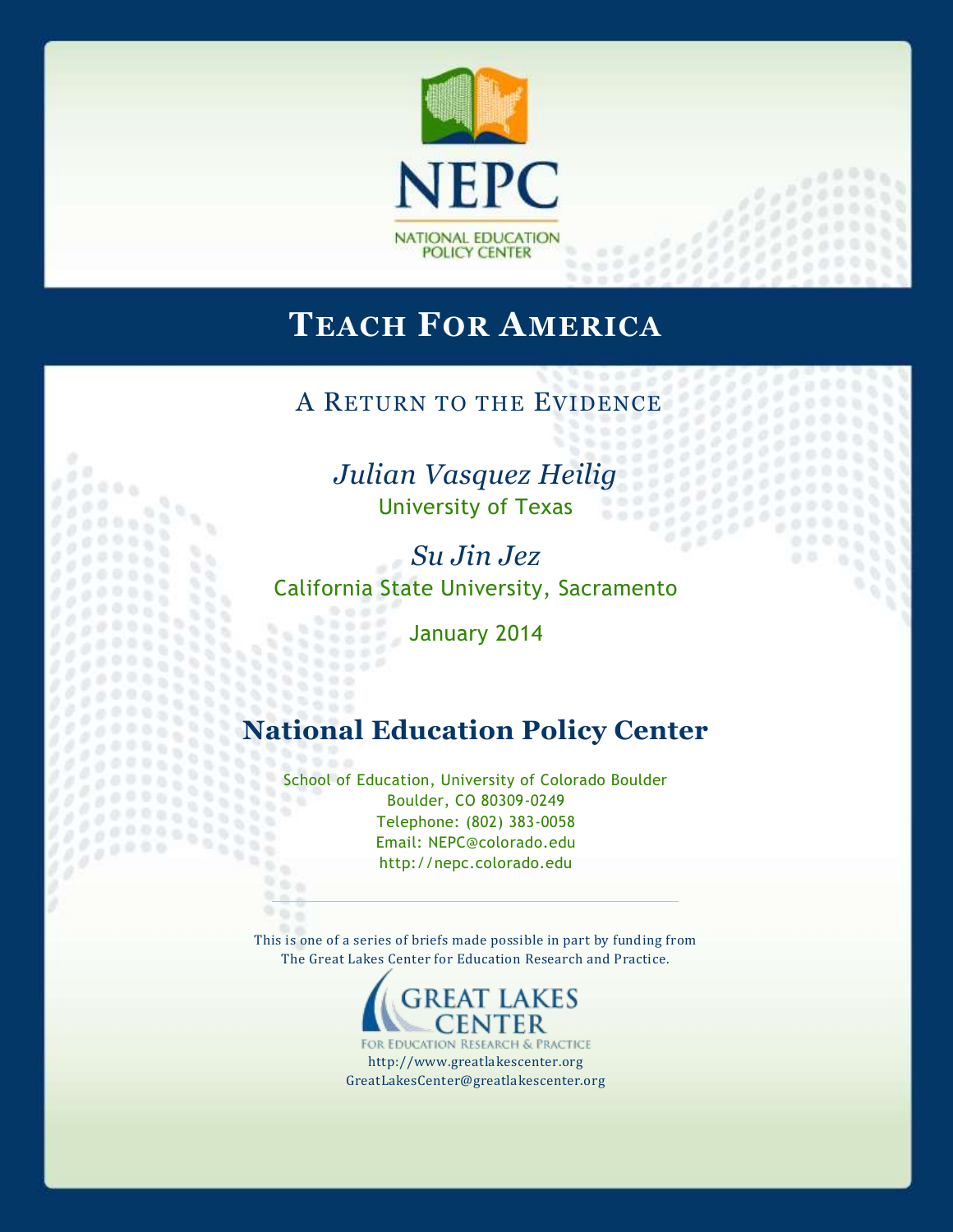NEPC

NATIONAL EDUCATION POLICY CENTER

# Teach For America

## A Return to the Evidence

*Julian Vasquez Heilig*
University of Texas

*Su Jin Jez*
California State University, Sacramento

January 2014

**National Education Policy Center**

School of Education, University of Colorado Boulder
Boulder, CO 80309-0249
Telephone: (802) 383-0058
Email: NEPC@colorado.edu
http://nepc.colorado.edu

This is one of a series of briefs made possible in part by funding from
The Great Lakes Center for Education Research and Practice.

GREAT LAKES CENTER
For Education Research & Practice
http://www.greatlakescenter.org
GreatLakesCenter@greatlakescenter.org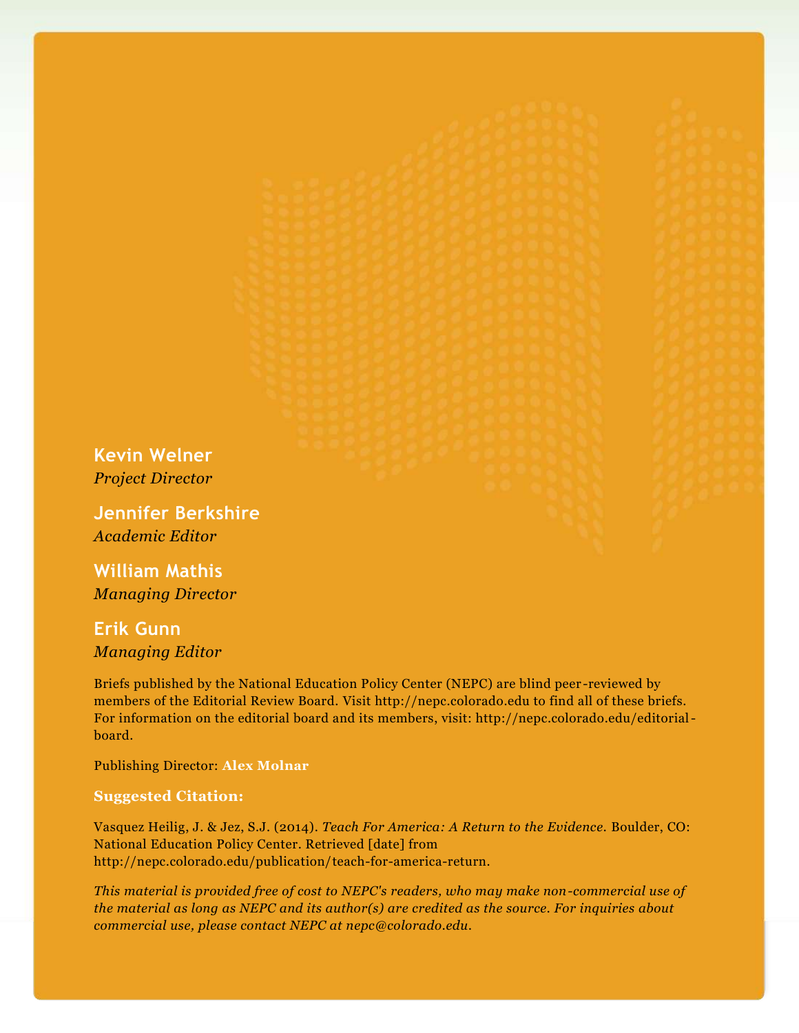**Kevin Welner**
*Project Director*

**Jennifer Berkshire**
*Academic Editor*

**William Mathis**
*Managing Director*

**Erik Gunn**
*Managing Editor*

Briefs published by the National Education Policy Center (NEPC) are blind peer-reviewed by members of the Editorial Review Board. Visit http://nepc.colorado.edu to find all of these briefs. For information on the editorial board and its members, visit: http://nepc.colorado.edu/editorial-board.

Publishing Director: **Alex Molnar**

**Suggested Citation:**

Vasquez Heilig, J. & Jez, S.J. (2014). *Teach For America: A Return to the Evidence.* Boulder, CO: National Education Policy Center. Retrieved [date] from http://nepc.colorado.edu/publication/teach-for-america-return.

*This material is provided free of cost to NEPC's readers, who may make non-commercial use of the material as long as NEPC and its author(s) are credited as the source. For inquiries about commercial use, please contact NEPC at nepc@colorado.edu.*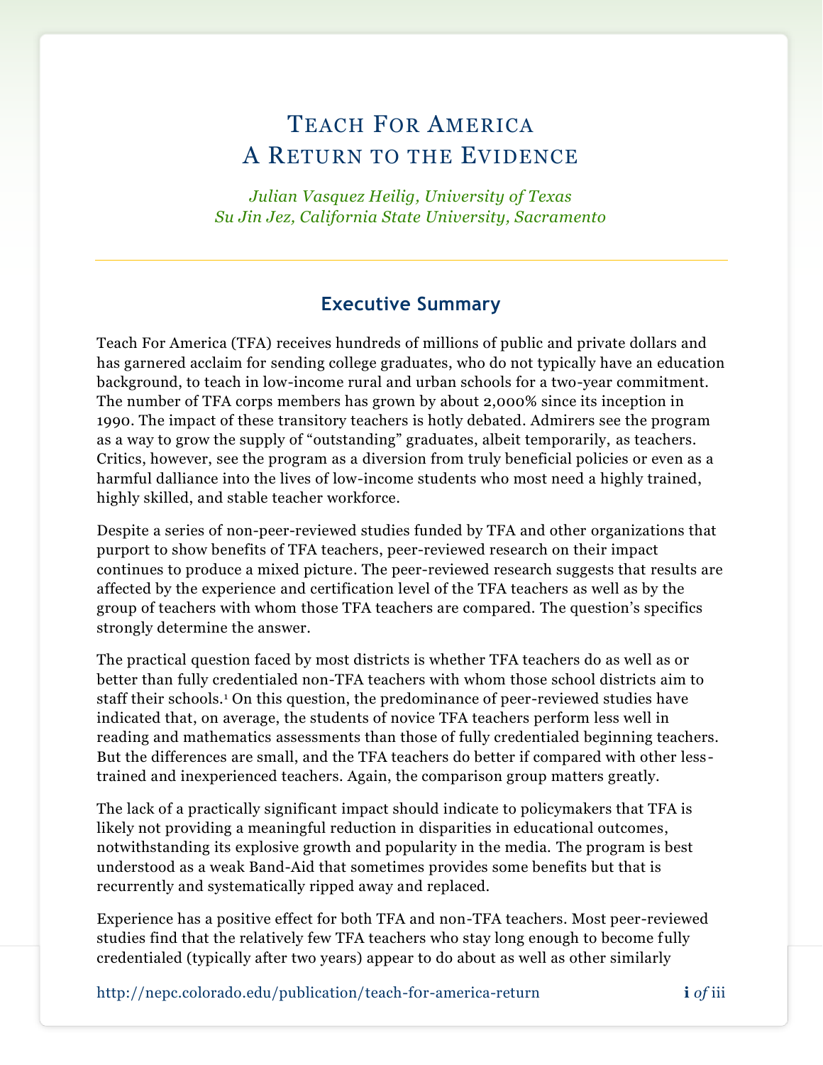# Teach For America
# A Return to the Evidence

*Julian Vasquez Heilig, University of Texas*
*Su Jin Jez, California State University, Sacramento*

## Executive Summary

Teach For America (TFA) receives hundreds of millions of public and private dollars and has garnered acclaim for sending college graduates, who do not typically have an education background, to teach in low-income rural and urban schools for a two-year commitment. The number of TFA corps members has grown by about 2,000% since its inception in 1990. The impact of these transitory teachers is hotly debated. Admirers see the program as a way to grow the supply of "outstanding" graduates, albeit temporarily, as teachers. Critics, however, see the program as a diversion from truly beneficial policies or even as a harmful dalliance into the lives of low-income students who most need a highly trained, highly skilled, and stable teacher workforce.

Despite a series of non-peer-reviewed studies funded by TFA and other organizations that purport to show benefits of TFA teachers, peer-reviewed research on their impact continues to produce a mixed picture. The peer-reviewed research suggests that results are affected by the experience and certification level of the TFA teachers as well as by the group of teachers with whom those TFA teachers are compared. The question's specifics strongly determine the answer.

The practical question faced by most districts is whether TFA teachers do as well as or better than fully credentialed non-TFA teachers with whom those school districts aim to staff their schools.[1] On this question, the predominance of peer-reviewed studies have indicated that, on average, the students of novice TFA teachers perform less well in reading and mathematics assessments than those of fully credentialed beginning teachers. But the differences are small, and the TFA teachers do better if compared with other less-trained and inexperienced teachers. Again, the comparison group matters greatly.

The lack of a practically significant impact should indicate to policymakers that TFA is likely not providing a meaningful reduction in disparities in educational outcomes, notwithstanding its explosive growth and popularity in the media. The program is best understood as a weak Band-Aid that sometimes provides some benefits but that is recurrently and systematically ripped away and replaced.

Experience has a positive effect for both TFA and non-TFA teachers. Most peer-reviewed studies find that the relatively few TFA teachers who stay long enough to become fully credentialed (typically after two years) appear to do about as well as other similarly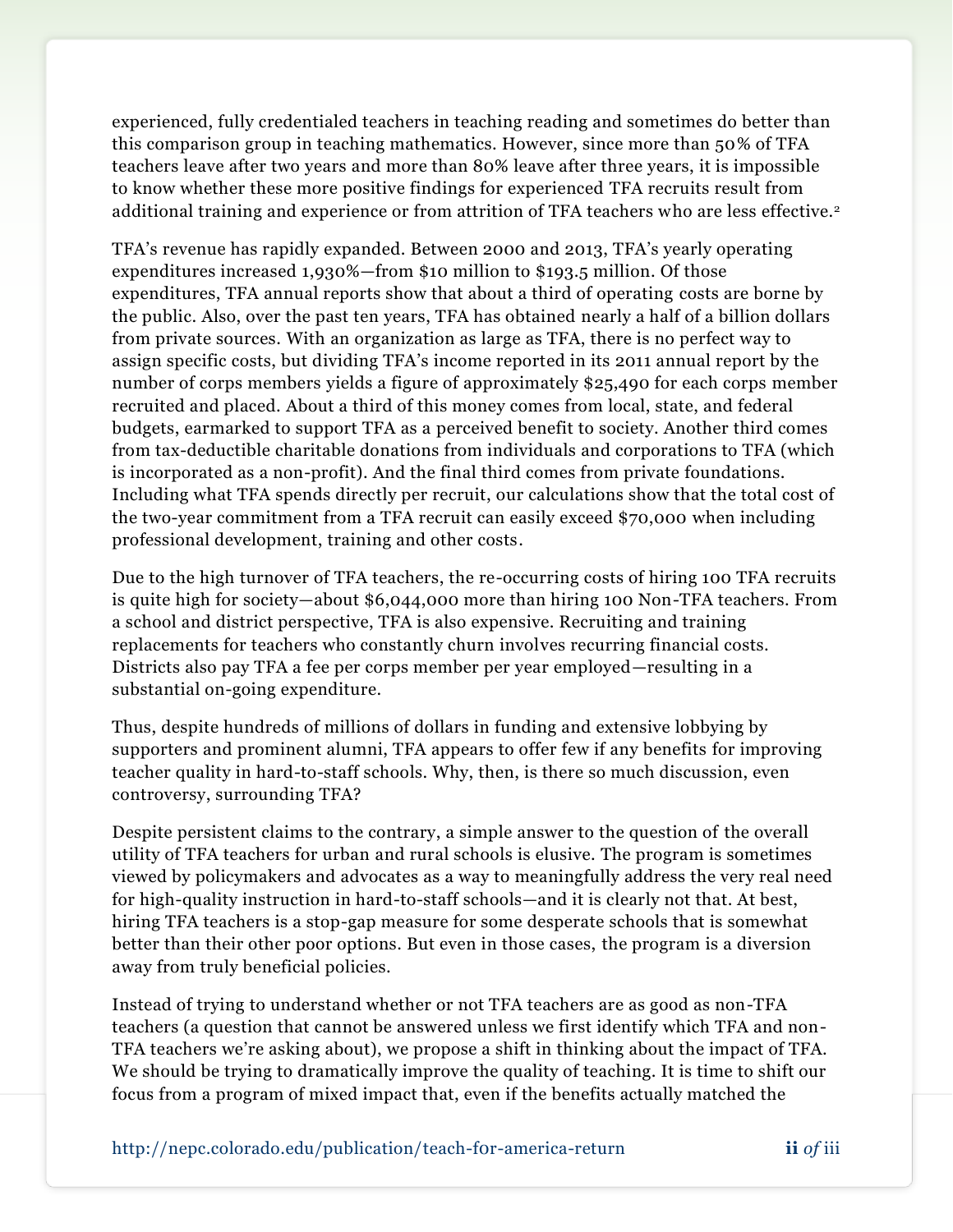experienced, fully credentialed teachers in teaching reading and sometimes do better than this comparison group in teaching mathematics. However, since more than 50% of TFA teachers leave after two years and more than 80% leave after three years, it is impossible to know whether these more positive findings for experienced TFA recruits result from additional training and experience or from attrition of TFA teachers who are less effective.[2]

TFA's revenue has rapidly expanded. Between 2000 and 2013, TFA's yearly operating expenditures increased 1,930%—from $10 million to $193.5 million. Of those expenditures, TFA annual reports show that about a third of operating costs are borne by the public. Also, over the past ten years, TFA has obtained nearly a half of a billion dollars from private sources. With an organization as large as TFA, there is no perfect way to assign specific costs, but dividing TFA's income reported in its 2011 annual report by the number of corps members yields a figure of approximately $25,490 for each corps member recruited and placed. About a third of this money comes from local, state, and federal budgets, earmarked to support TFA as a perceived benefit to society. Another third comes from tax-deductible charitable donations from individuals and corporations to TFA (which is incorporated as a non-profit). And the final third comes from private foundations. Including what TFA spends directly per recruit, our calculations show that the total cost of the two-year commitment from a TFA recruit can easily exceed $70,000 when including professional development, training and other costs.

Due to the high turnover of TFA teachers, the re-occurring costs of hiring 100 TFA recruits is quite high for society—about $6,044,000 more than hiring 100 Non-TFA teachers. From a school and district perspective, TFA is also expensive. Recruiting and training replacements for teachers who constantly churn involves recurring financial costs. Districts also pay TFA a fee per corps member per year employed—resulting in a substantial on-going expenditure.

Thus, despite hundreds of millions of dollars in funding and extensive lobbying by supporters and prominent alumni, TFA appears to offer few if any benefits for improving teacher quality in hard-to-staff schools. Why, then, is there so much discussion, even controversy, surrounding TFA?

Despite persistent claims to the contrary, a simple answer to the question of the overall utility of TFA teachers for urban and rural schools is elusive. The program is sometimes viewed by policymakers and advocates as a way to meaningfully address the very real need for high-quality instruction in hard-to-staff schools—and it is clearly not that. At best, hiring TFA teachers is a stop-gap measure for some desperate schools that is somewhat better than their other poor options. But even in those cases, the program is a diversion away from truly beneficial policies.

Instead of trying to understand whether or not TFA teachers are as good as non-TFA teachers (a question that cannot be answered unless we first identify which TFA and non-TFA teachers we're asking about), we propose a shift in thinking about the impact of TFA. We should be trying to dramatically improve the quality of teaching. It is time to shift our focus from a program of mixed impact that, even if the benefits actually matched the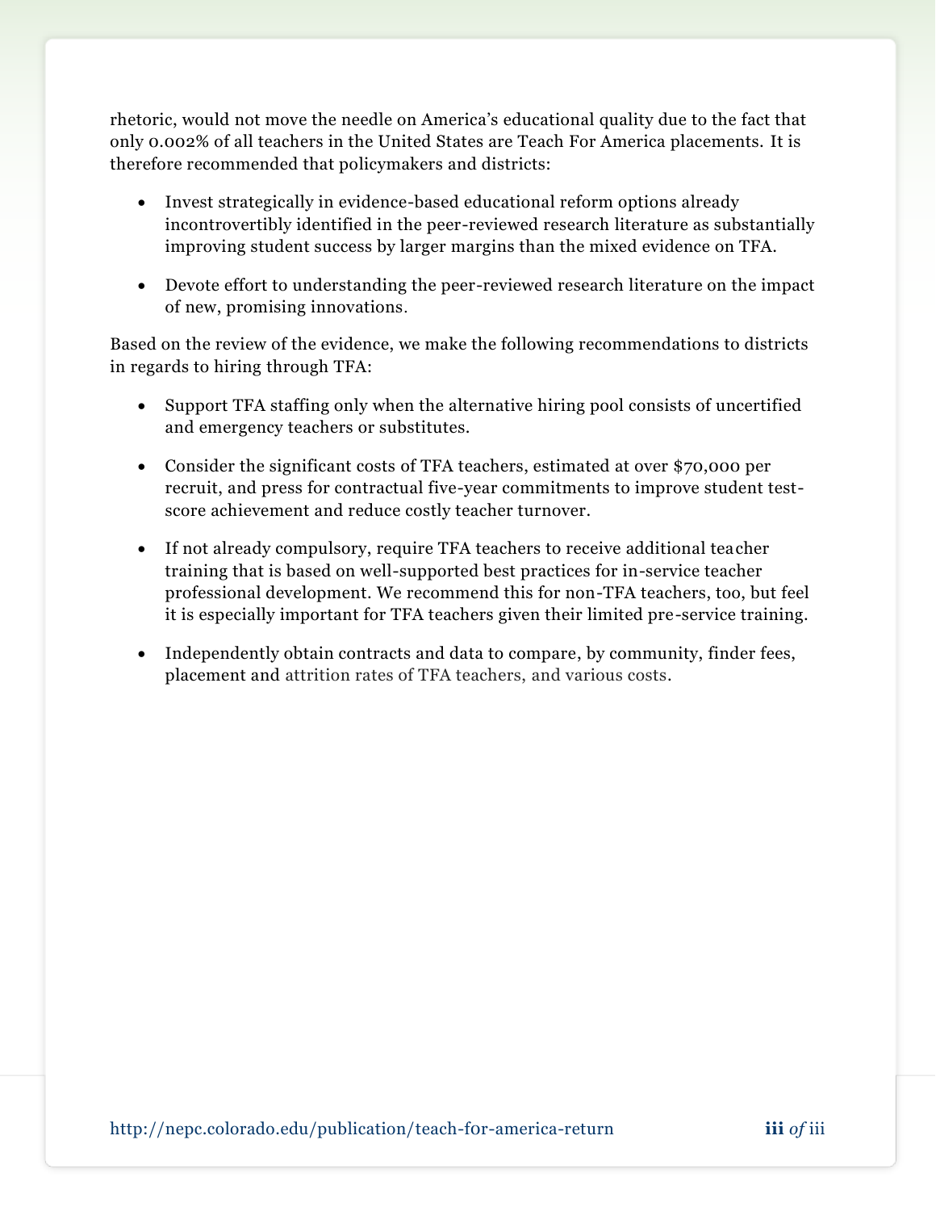rhetoric, would not move the needle on America's educational quality due to the fact that only 0.002% of all teachers in the United States are Teach For America placements. It is therefore recommended that policymakers and districts:

- Invest strategically in evidence-based educational reform options already incontrovertibly identified in the peer-reviewed research literature as substantially improving student success by larger margins than the mixed evidence on TFA.

- Devote effort to understanding the peer-reviewed research literature on the impact of new, promising innovations.

Based on the review of the evidence, we make the following recommendations to districts in regards to hiring through TFA:

- Support TFA staffing only when the alternative hiring pool consists of uncertified and emergency teachers or substitutes.

- Consider the significant costs of TFA teachers, estimated at over $70,000 per recruit, and press for contractual five-year commitments to improve student test-score achievement and reduce costly teacher turnover.

- If not already compulsory, require TFA teachers to receive additional teacher training that is based on well-supported best practices for in-service teacher professional development. We recommend this for non-TFA teachers, too, but feel it is especially important for TFA teachers given their limited pre-service training.

- Independently obtain contracts and data to compare, by community, finder fees, placement and attrition rates of TFA teachers, and various costs.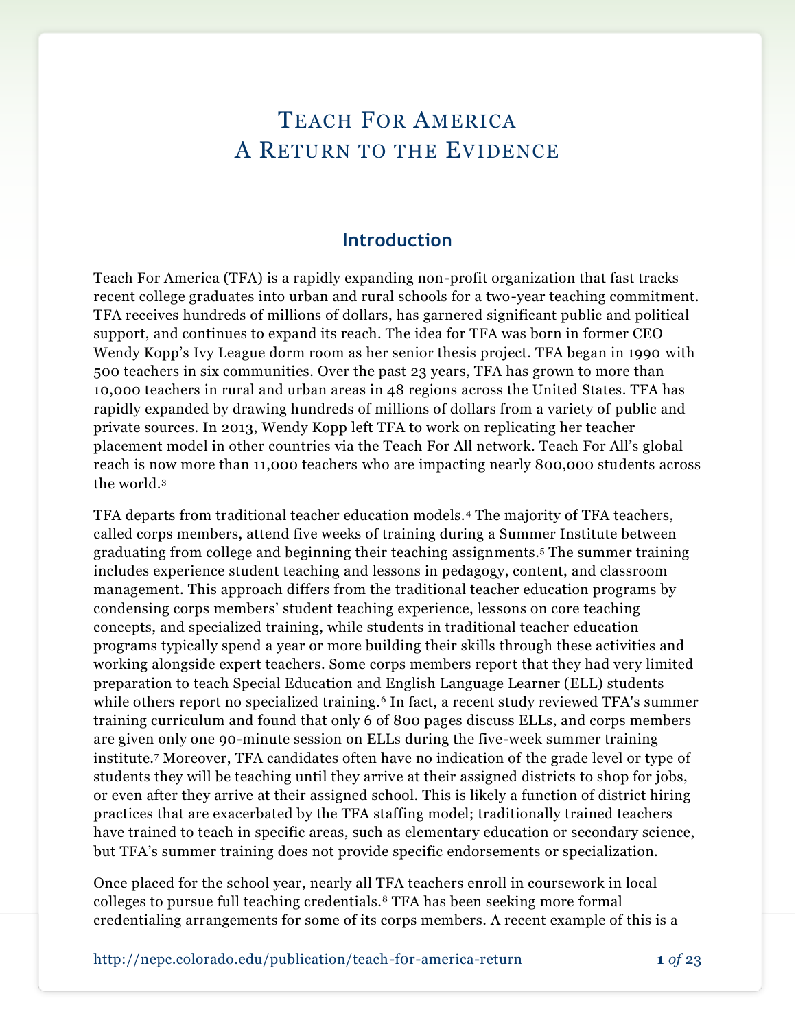# Teach For America
# A Return to the Evidence

## Introduction

Teach For America (TFA) is a rapidly expanding non-profit organization that fast tracks recent college graduates into urban and rural schools for a two-year teaching commitment. TFA receives hundreds of millions of dollars, has garnered significant public and political support, and continues to expand its reach. The idea for TFA was born in former CEO Wendy Kopp's Ivy League dorm room as her senior thesis project. TFA began in 1990 with 500 teachers in six communities. Over the past 23 years, TFA has grown to more than 10,000 teachers in rural and urban areas in 48 regions across the United States. TFA has rapidly expanded by drawing hundreds of millions of dollars from a variety of public and private sources. In 2013, Wendy Kopp left TFA to work on replicating her teacher placement model in other countries via the Teach For All network. Teach For All's global reach is now more than 11,000 teachers who are impacting nearly 800,000 students across the world.[3]

TFA departs from traditional teacher education models.[4] The majority of TFA teachers, called corps members, attend five weeks of training during a Summer Institute between graduating from college and beginning their teaching assignments.[5] The summer training includes experience student teaching and lessons in pedagogy, content, and classroom management. This approach differs from the traditional teacher education programs by condensing corps members' student teaching experience, lessons on core teaching concepts, and specialized training, while students in traditional teacher education programs typically spend a year or more building their skills through these activities and working alongside expert teachers. Some corps members report that they had very limited preparation to teach Special Education and English Language Learner (ELL) students while others report no specialized training.[6] In fact, a recent study reviewed TFA's summer training curriculum and found that only 6 of 800 pages discuss ELLs, and corps members are given only one 90-minute session on ELLs during the five-week summer training institute.[7] Moreover, TFA candidates often have no indication of the grade level or type of students they will be teaching until they arrive at their assigned districts to shop for jobs, or even after they arrive at their assigned school. This is likely a function of district hiring practices that are exacerbated by the TFA staffing model; traditionally trained teachers have trained to teach in specific areas, such as elementary education or secondary science, but TFA's summer training does not provide specific endorsements or specialization.

Once placed for the school year, nearly all TFA teachers enroll in coursework in local colleges to pursue full teaching credentials.[8] TFA has been seeking more formal credentialing arrangements for some of its corps members. A recent example of this is a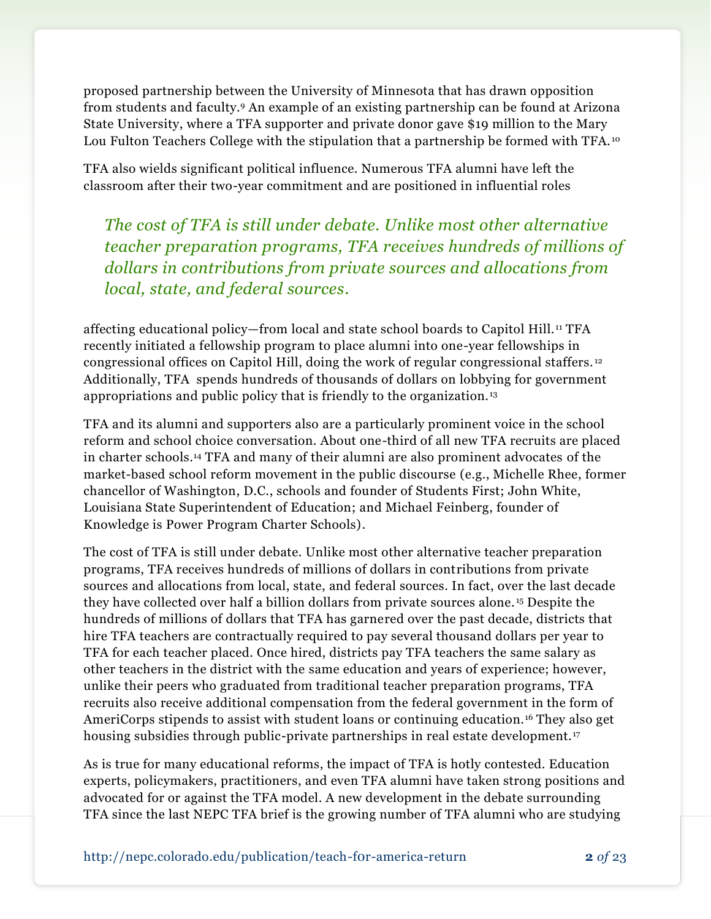proposed partnership between the University of Minnesota that has drawn opposition from students and faculty.[9] An example of an existing partnership can be found at Arizona State University, where a TFA supporter and private donor gave $19 million to the Mary Lou Fulton Teachers College with the stipulation that a partnership be formed with TFA.[10]

TFA also wields significant political influence. Numerous TFA alumni have left the classroom after their two-year commitment and are positioned in influential roles affecting educational policy—from local and state school boards to Capitol Hill.[11] TFA recently initiated a fellowship program to place alumni into one-year fellowships in congressional offices on Capitol Hill, doing the work of regular congressional staffers.[12] Additionally, TFA spends hundreds of thousands of dollars on lobbying for government appropriations and public policy that is friendly to the organization.[13]

> *The cost of TFA is still under debate. Unlike most other alternative teacher preparation programs, TFA receives hundreds of millions of dollars in contributions from private sources and allocations from local, state, and federal sources.*

TFA and its alumni and supporters also are a particularly prominent voice in the school reform and school choice conversation. About one-third of all new TFA recruits are placed in charter schools.[14] TFA and many of their alumni are also prominent advocates of the market-based school reform movement in the public discourse (e.g., Michelle Rhee, former chancellor of Washington, D.C., schools and founder of Students First; John White, Louisiana State Superintendent of Education; and Michael Feinberg, founder of Knowledge is Power Program Charter Schools).

The cost of TFA is still under debate. Unlike most other alternative teacher preparation programs, TFA receives hundreds of millions of dollars in contributions from private sources and allocations from local, state, and federal sources. In fact, over the last decade they have collected over half a billion dollars from private sources alone.[15] Despite the hundreds of millions of dollars that TFA has garnered over the past decade, districts that hire TFA teachers are contractually required to pay several thousand dollars per year to TFA for each teacher placed. Once hired, districts pay TFA teachers the same salary as other teachers in the district with the same education and years of experience; however, unlike their peers who graduated from traditional teacher preparation programs, TFA recruits also receive additional compensation from the federal government in the form of AmeriCorps stipends to assist with student loans or continuing education.[16] They also get housing subsidies through public-private partnerships in real estate development.[17]

As is true for many educational reforms, the impact of TFA is hotly contested. Education experts, policymakers, practitioners, and even TFA alumni have taken strong positions and advocated for or against the TFA model. A new development in the debate surrounding TFA since the last NEPC TFA brief is the growing number of TFA alumni who are studying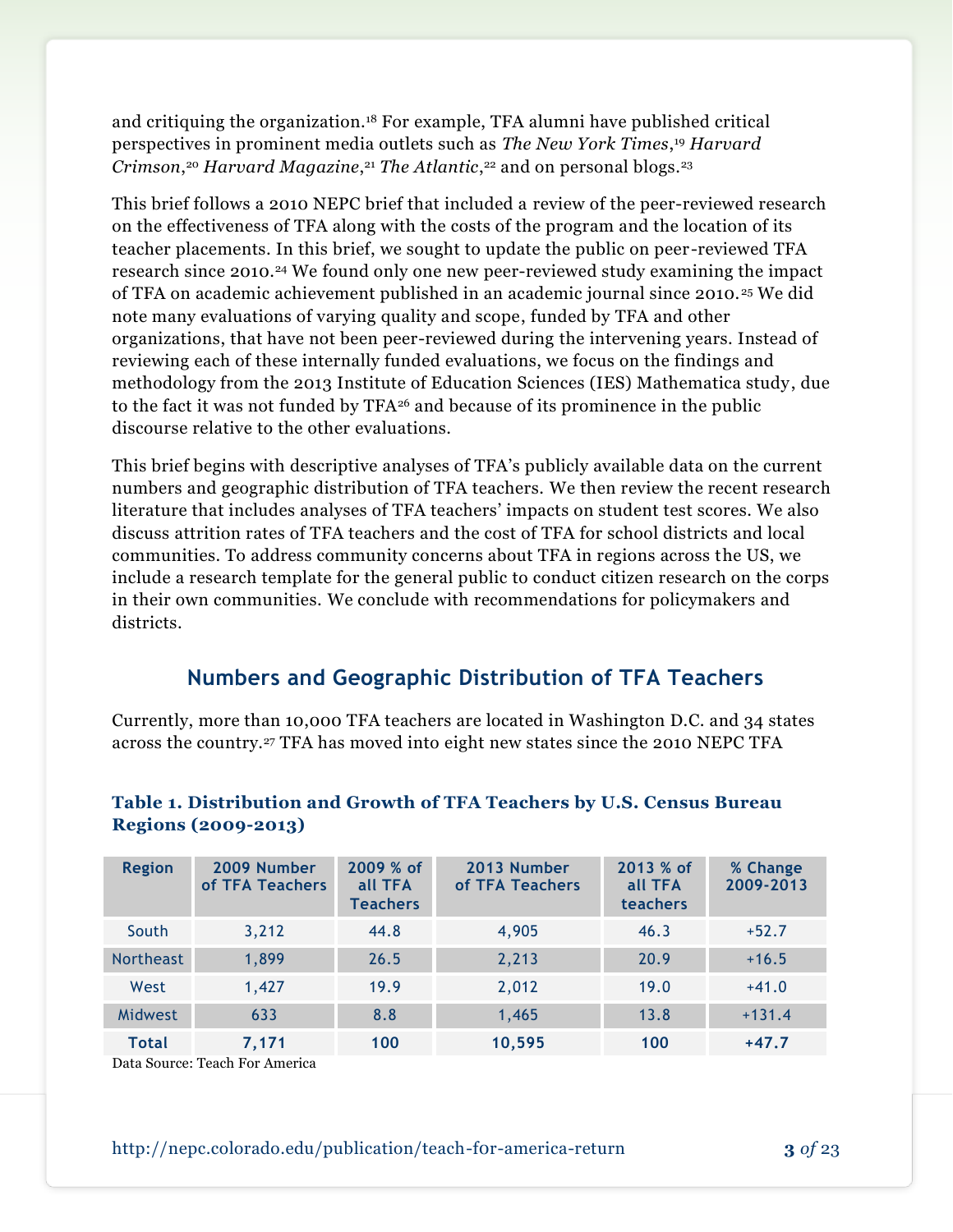and critiquing the organization.[18] For example, TFA alumni have published critical perspectives in prominent media outlets such as *The New York Times*,[19] *Harvard Crimson*,[20] *Harvard Magazine*,[21] *The Atlantic*,[22] and on personal blogs.[23]

This brief follows a 2010 NEPC brief that included a review of the peer-reviewed research on the effectiveness of TFA along with the costs of the program and the location of its teacher placements. In this brief, we sought to update the public on peer-reviewed TFA research since 2010.[24] We found only one new peer-reviewed study examining the impact of TFA on academic achievement published in an academic journal since 2010.[25] We did note many evaluations of varying quality and scope, funded by TFA and other organizations, that have not been peer-reviewed during the intervening years. Instead of reviewing each of these internally funded evaluations, we focus on the findings and methodology from the 2013 Institute of Education Sciences (IES) Mathematica study, due to the fact it was not funded by TFA[26] and because of its prominence in the public discourse relative to the other evaluations.

This brief begins with descriptive analyses of TFA's publicly available data on the current numbers and geographic distribution of TFA teachers. We then review the recent research literature that includes analyses of TFA teachers' impacts on student test scores. We also discuss attrition rates of TFA teachers and the cost of TFA for school districts and local communities. To address community concerns about TFA in regions across the US, we include a research template for the general public to conduct citizen research on the corps in their own communities. We conclude with recommendations for policymakers and districts.

## Numbers and Geographic Distribution of TFA Teachers

Currently, more than 10,000 TFA teachers are located in Washington D.C. and 34 states across the country.[27] TFA has moved into eight new states since the 2010 NEPC TFA

**Table 1. Distribution and Growth of TFA Teachers by U.S. Census Bureau Regions (2009-2013)**

| Region | 2009 Number of TFA Teachers | 2009 % of all TFA Teachers | 2013 Number of TFA Teachers | 2013 % of all TFA teachers | % Change 2009-2013 |
|---|---|---|---|---|---|
| South | 3,212 | 44.8 | 4,905 | 46.3 | +52.7 |
| Northeast | 1,899 | 26.5 | 2,213 | 20.9 | +16.5 |
| West | 1,427 | 19.9 | 2,012 | 19.0 | +41.0 |
| Midwest | 633 | 8.8 | 1,465 | 13.8 | +131.4 |
| **Total** | **7,171** | **100** | **10,595** | **100** | **+47.7** |

Data Source: Teach For America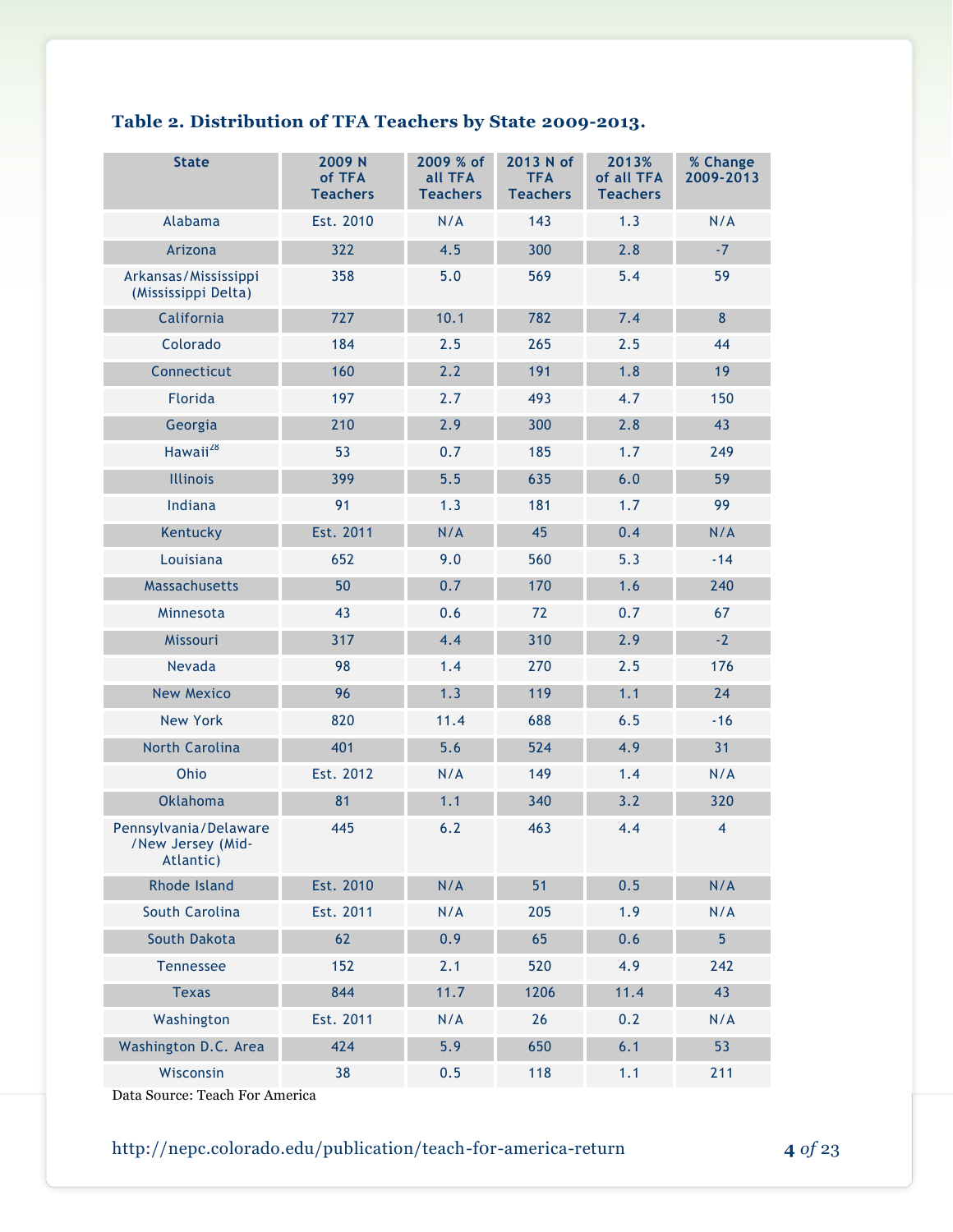**Table 2. Distribution of TFA Teachers by State 2009-2013.**

| State | 2009 N of TFA Teachers | 2009 % of all TFA Teachers | 2013 N of TFA Teachers | 2013% of all TFA Teachers | % Change 2009-2013 |
|---|---|---|---|---|---|
| Alabama | Est. 2010 | N/A | 143 | 1.3 | N/A |
| Arizona | 322 | 4.5 | 300 | 2.8 | -7 |
| Arkansas/Mississippi (Mississippi Delta) | 358 | 5.0 | 569 | 5.4 | 59 |
| California | 727 | 10.1 | 782 | 7.4 | 8 |
| Colorado | 184 | 2.5 | 265 | 2.5 | 44 |
| Connecticut | 160 | 2.2 | 191 | 1.8 | 19 |
| Florida | 197 | 2.7 | 493 | 4.7 | 150 |
| Georgia | 210 | 2.9 | 300 | 2.8 | 43 |
| Hawaii[28] | 53 | 0.7 | 185 | 1.7 | 249 |
| Illinois | 399 | 5.5 | 635 | 6.0 | 59 |
| Indiana | 91 | 1.3 | 181 | 1.7 | 99 |
| Kentucky | Est. 2011 | N/A | 45 | 0.4 | N/A |
| Louisiana | 652 | 9.0 | 560 | 5.3 | -14 |
| Massachusetts | 50 | 0.7 | 170 | 1.6 | 240 |
| Minnesota | 43 | 0.6 | 72 | 0.7 | 67 |
| Missouri | 317 | 4.4 | 310 | 2.9 | -2 |
| Nevada | 98 | 1.4 | 270 | 2.5 | 176 |
| New Mexico | 96 | 1.3 | 119 | 1.1 | 24 |
| New York | 820 | 11.4 | 688 | 6.5 | -16 |
| North Carolina | 401 | 5.6 | 524 | 4.9 | 31 |
| Ohio | Est. 2012 | N/A | 149 | 1.4 | N/A |
| Oklahoma | 81 | 1.1 | 340 | 3.2 | 320 |
| Pennsylvania/Delaware/New Jersey (Mid-Atlantic) | 445 | 6.2 | 463 | 4.4 | 4 |
| Rhode Island | Est. 2010 | N/A | 51 | 0.5 | N/A |
| South Carolina | Est. 2011 | N/A | 205 | 1.9 | N/A |
| South Dakota | 62 | 0.9 | 65 | 0.6 | 5 |
| Tennessee | 152 | 2.1 | 520 | 4.9 | 242 |
| Texas | 844 | 11.7 | 1206 | 11.4 | 43 |
| Washington | Est. 2011 | N/A | 26 | 0.2 | N/A |
| Washington D.C. Area | 424 | 5.9 | 650 | 6.1 | 53 |
| Wisconsin | 38 | 0.5 | 118 | 1.1 | 211 |

Data Source: Teach For America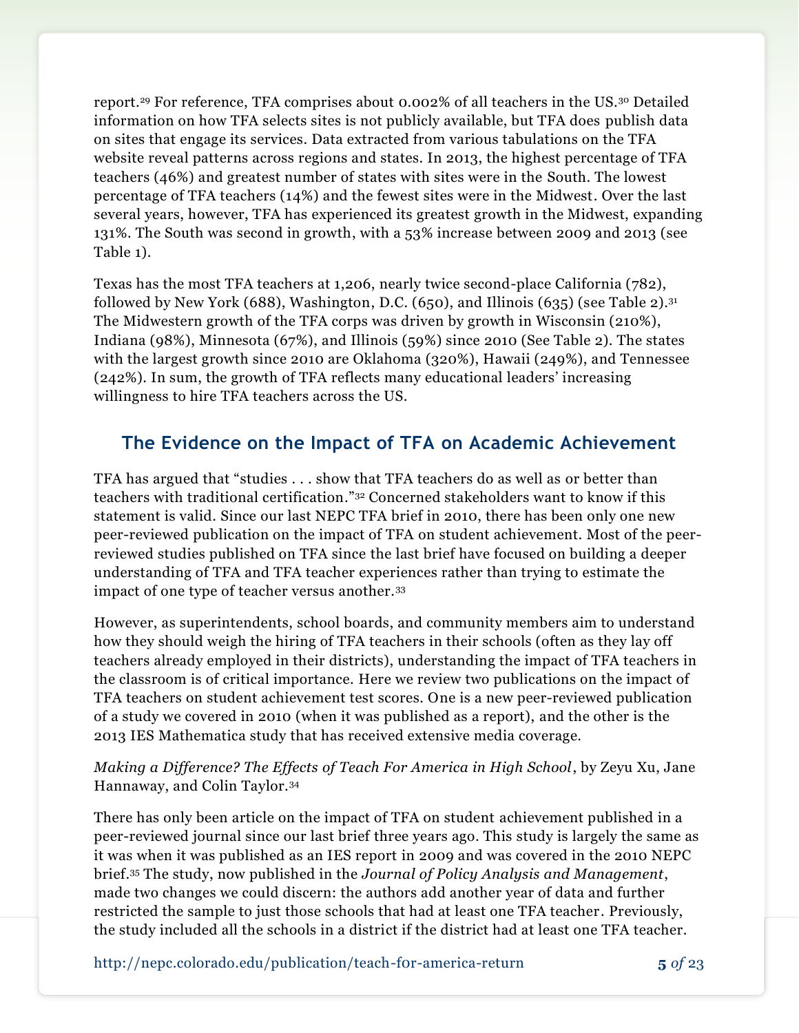report.[29] For reference, TFA comprises about 0.002% of all teachers in the US.[30] Detailed information on how TFA selects sites is not publicly available, but TFA does publish data on sites that engage its services. Data extracted from various tabulations on the TFA website reveal patterns across regions and states. In 2013, the highest percentage of TFA teachers (46%) and greatest number of states with sites were in the South. The lowest percentage of TFA teachers (14%) and the fewest sites were in the Midwest. Over the last several years, however, TFA has experienced its greatest growth in the Midwest, expanding 131%. The South was second in growth, with a 53% increase between 2009 and 2013 (see Table 1).

Texas has the most TFA teachers at 1,206, nearly twice second-place California (782), followed by New York (688), Washington, D.C. (650), and Illinois (635) (see Table 2).[31] The Midwestern growth of the TFA corps was driven by growth in Wisconsin (210%), Indiana (98%), Minnesota (67%), and Illinois (59%) since 2010 (See Table 2). The states with the largest growth since 2010 are Oklahoma (320%), Hawaii (249%), and Tennessee (242%). In sum, the growth of TFA reflects many educational leaders' increasing willingness to hire TFA teachers across the US.

## The Evidence on the Impact of TFA on Academic Achievement

TFA has argued that "studies . . . show that TFA teachers do as well as or better than teachers with traditional certification."[32] Concerned stakeholders want to know if this statement is valid. Since our last NEPC TFA brief in 2010, there has been only one new peer-reviewed publication on the impact of TFA on student achievement. Most of the peer-reviewed studies published on TFA since the last brief have focused on building a deeper understanding of TFA and TFA teacher experiences rather than trying to estimate the impact of one type of teacher versus another.[33]

However, as superintendents, school boards, and community members aim to understand how they should weigh the hiring of TFA teachers in their schools (often as they lay off teachers already employed in their districts), understanding the impact of TFA teachers in the classroom is of critical importance. Here we review two publications on the impact of TFA teachers on student achievement test scores. One is a new peer-reviewed publication of a study we covered in 2010 (when it was published as a report), and the other is the 2013 IES Mathematica study that has received extensive media coverage.

*Making a Difference? The Effects of Teach For America in High School*, by Zeyu Xu, Jane Hannaway, and Colin Taylor.[34]

There has only been article on the impact of TFA on student achievement published in a peer-reviewed journal since our last brief three years ago. This study is largely the same as it was when it was published as an IES report in 2009 and was covered in the 2010 NEPC brief.[35] The study, now published in the *Journal of Policy Analysis and Management*, made two changes we could discern: the authors add another year of data and further restricted the sample to just those schools that had at least one TFA teacher. Previously, the study included all the schools in a district if the district had at least one TFA teacher.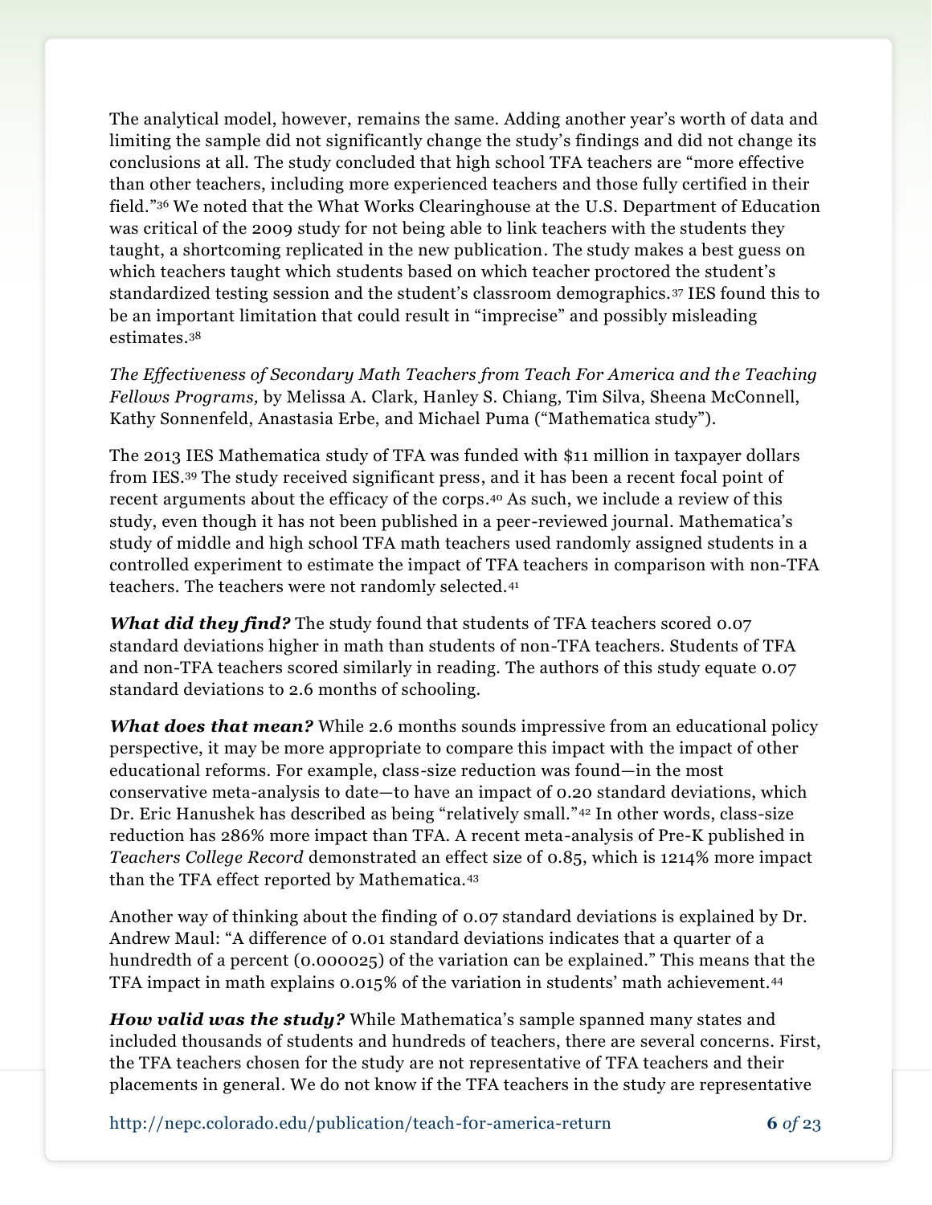The analytical model, however, remains the same. Adding another year's worth of data and limiting the sample did not significantly change the study's findings and did not change its conclusions at all. The study concluded that high school TFA teachers are "more effective than other teachers, including more experienced teachers and those fully certified in their field."[36] We noted that the What Works Clearinghouse at the U.S. Department of Education was critical of the 2009 study for not being able to link teachers with the students they taught, a shortcoming replicated in the new publication. The study makes a best guess on which teachers taught which students based on which teacher proctored the student's standardized testing session and the student's classroom demographics.[37] IES found this to be an important limitation that could result in "imprecise" and possibly misleading estimates.[38]

*The Effectiveness of Secondary Math Teachers from Teach For America and the Teaching Fellows Programs,* by Melissa A. Clark, Hanley S. Chiang, Tim Silva, Sheena McConnell, Kathy Sonnenfeld, Anastasia Erbe, and Michael Puma ("Mathematica study").

The 2013 IES Mathematica study of TFA was funded with $11 million in taxpayer dollars from IES.[39] The study received significant press, and it has been a recent focal point of recent arguments about the efficacy of the corps.[40] As such, we include a review of this study, even though it has not been published in a peer-reviewed journal. Mathematica's study of middle and high school TFA math teachers used randomly assigned students in a controlled experiment to estimate the impact of TFA teachers in comparison with non-TFA teachers. The teachers were not randomly selected.[41]

***What did they find?*** The study found that students of TFA teachers scored 0.07 standard deviations higher in math than students of non-TFA teachers. Students of TFA and non-TFA teachers scored similarly in reading. The authors of this study equate 0.07 standard deviations to 2.6 months of schooling.

***What does that mean?*** While 2.6 months sounds impressive from an educational policy perspective, it may be more appropriate to compare this impact with the impact of other educational reforms. For example, class-size reduction was found—in the most conservative meta-analysis to date—to have an impact of 0.20 standard deviations, which Dr. Eric Hanushek has described as being "relatively small."[42] In other words, class-size reduction has 286% more impact than TFA. A recent meta-analysis of Pre-K published in *Teachers College Record* demonstrated an effect size of 0.85, which is 1214% more impact than the TFA effect reported by Mathematica.[43]

Another way of thinking about the finding of 0.07 standard deviations is explained by Dr. Andrew Maul: "A difference of 0.01 standard deviations indicates that a quarter of a hundredth of a percent (0.000025) of the variation can be explained." This means that the TFA impact in math explains 0.015% of the variation in students' math achievement.[44]

***How valid was the study?*** While Mathematica's sample spanned many states and included thousands of students and hundreds of teachers, there are several concerns. First, the TFA teachers chosen for the study are not representative of TFA teachers and their placements in general. We do not know if the TFA teachers in the study are representative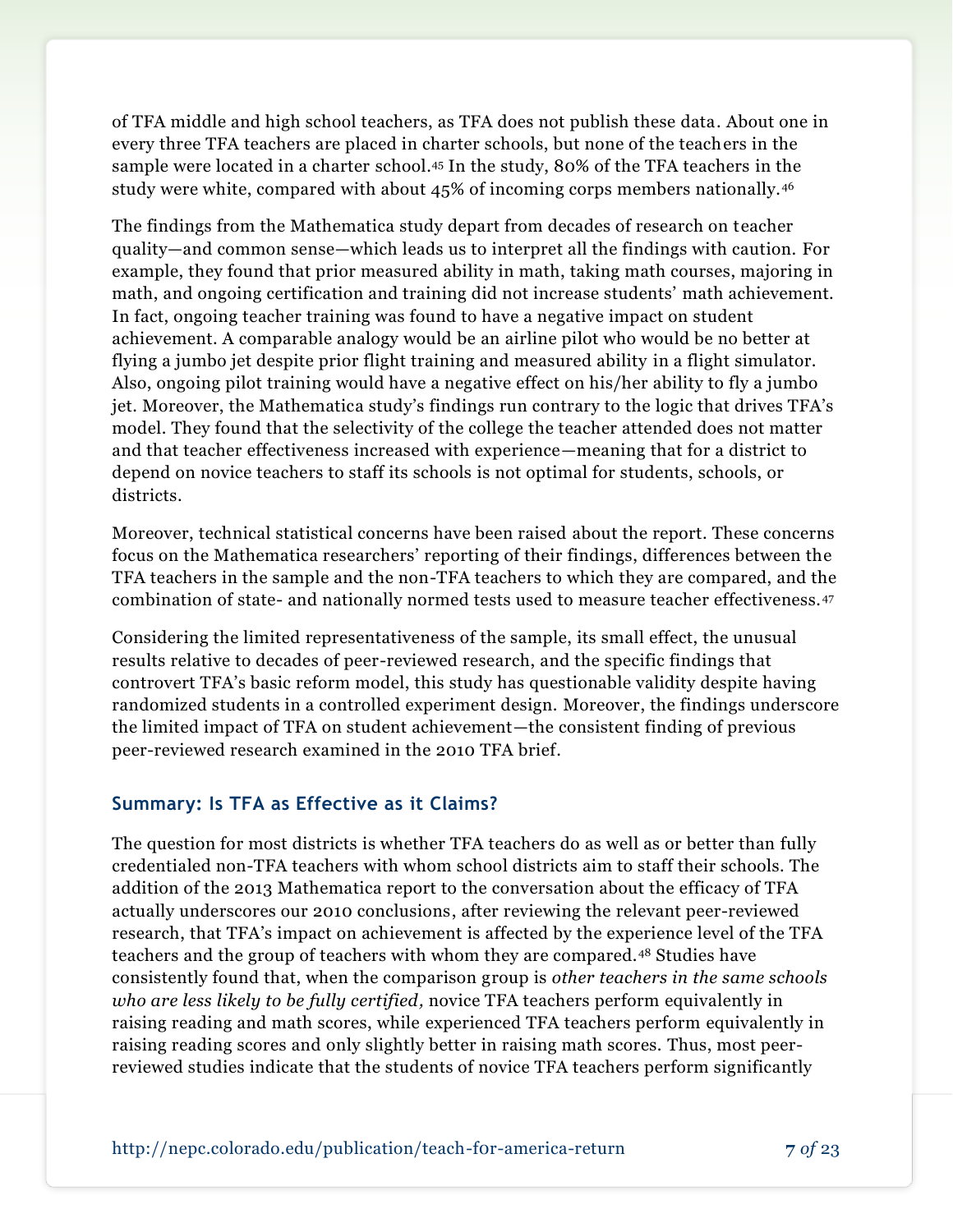of TFA middle and high school teachers, as TFA does not publish these data. About one in every three TFA teachers are placed in charter schools, but none of the teachers in the sample were located in a charter school.[45] In the study, 80% of the TFA teachers in the study were white, compared with about 45% of incoming corps members nationally.[46]

The findings from the Mathematica study depart from decades of research on teacher quality—and common sense—which leads us to interpret all the findings with caution. For example, they found that prior measured ability in math, taking math courses, majoring in math, and ongoing certification and training did not increase students' math achievement. In fact, ongoing teacher training was found to have a negative impact on student achievement. A comparable analogy would be an airline pilot who would be no better at flying a jumbo jet despite prior flight training and measured ability in a flight simulator. Also, ongoing pilot training would have a negative effect on his/her ability to fly a jumbo jet. Moreover, the Mathematica study's findings run contrary to the logic that drives TFA's model. They found that the selectivity of the college the teacher attended does not matter and that teacher effectiveness increased with experience—meaning that for a district to depend on novice teachers to staff its schools is not optimal for students, schools, or districts.

Moreover, technical statistical concerns have been raised about the report. These concerns focus on the Mathematica researchers' reporting of their findings, differences between the TFA teachers in the sample and the non-TFA teachers to which they are compared, and the combination of state- and nationally normed tests used to measure teacher effectiveness.[47]

Considering the limited representativeness of the sample, its small effect, the unusual results relative to decades of peer-reviewed research, and the specific findings that controvert TFA's basic reform model, this study has questionable validity despite having randomized students in a controlled experiment design. Moreover, the findings underscore the limited impact of TFA on student achievement—the consistent finding of previous peer-reviewed research examined in the 2010 TFA brief.

### Summary: Is TFA as Effective as it Claims?

The question for most districts is whether TFA teachers do as well as or better than fully credentialed non-TFA teachers with whom school districts aim to staff their schools. The addition of the 2013 Mathematica report to the conversation about the efficacy of TFA actually underscores our 2010 conclusions, after reviewing the relevant peer-reviewed research, that TFA's impact on achievement is affected by the experience level of the TFA teachers and the group of teachers with whom they are compared.[48] Studies have consistently found that, when the comparison group is *other teachers in the same schools who are less likely to be fully certified,* novice TFA teachers perform equivalently in raising reading and math scores, while experienced TFA teachers perform equivalently in raising reading scores and only slightly better in raising math scores. Thus, most peer-reviewed studies indicate that the students of novice TFA teachers perform significantly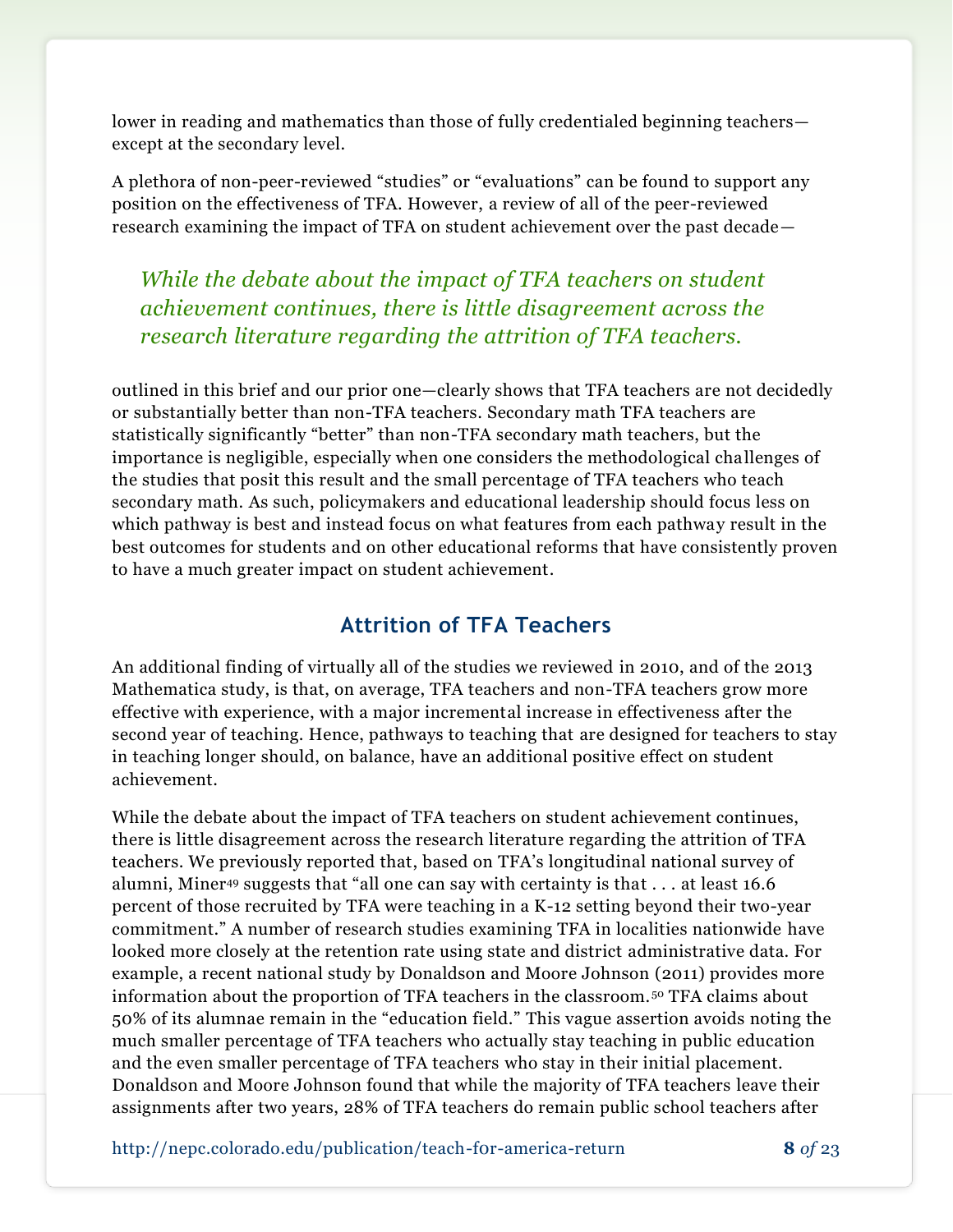lower in reading and mathematics than those of fully credentialed beginning teachers—except at the secondary level.

A plethora of non-peer-reviewed "studies" or "evaluations" can be found to support any position on the effectiveness of TFA. However, a review of all of the peer-reviewed research examining the impact of TFA on student achievement over the past decade—

> *While the debate about the impact of TFA teachers on student achievement continues, there is little disagreement across the research literature regarding the attrition of TFA teachers.*

outlined in this brief and our prior one—clearly shows that TFA teachers are not decidedly or substantially better than non-TFA teachers. Secondary math TFA teachers are statistically significantly "better" than non-TFA secondary math teachers, but the importance is negligible, especially when one considers the methodological challenges of the studies that posit this result and the small percentage of TFA teachers who teach secondary math. As such, policymakers and educational leadership should focus less on which pathway is best and instead focus on what features from each pathway result in the best outcomes for students and on other educational reforms that have consistently proven to have a much greater impact on student achievement.

## Attrition of TFA Teachers

An additional finding of virtually all of the studies we reviewed in 2010, and of the 2013 Mathematica study, is that, on average, TFA teachers and non-TFA teachers grow more effective with experience, with a major incremental increase in effectiveness after the second year of teaching. Hence, pathways to teaching that are designed for teachers to stay in teaching longer should, on balance, have an additional positive effect on student achievement.

While the debate about the impact of TFA teachers on student achievement continues, there is little disagreement across the research literature regarding the attrition of TFA teachers. We previously reported that, based on TFA's longitudinal national survey of alumni, Miner[49] suggests that "all one can say with certainty is that . . . at least 16.6 percent of those recruited by TFA were teaching in a K-12 setting beyond their two-year commitment." A number of research studies examining TFA in localities nationwide have looked more closely at the retention rate using state and district administrative data. For example, a recent national study by Donaldson and Moore Johnson (2011) provides more information about the proportion of TFA teachers in the classroom.[50] TFA claims about 50% of its alumnae remain in the "education field." This vague assertion avoids noting the much smaller percentage of TFA teachers who actually stay teaching in public education and the even smaller percentage of TFA teachers who stay in their initial placement. Donaldson and Moore Johnson found that while the majority of TFA teachers leave their assignments after two years, 28% of TFA teachers do remain public school teachers after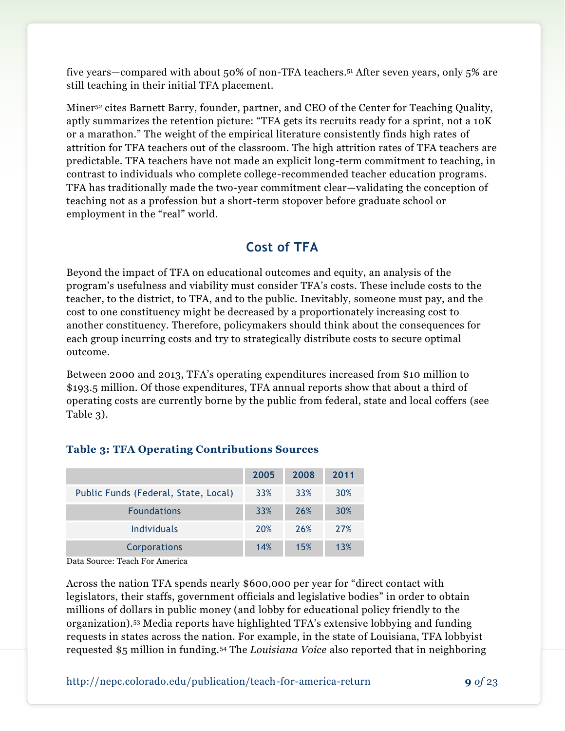five years—compared with about 50% of non-TFA teachers.[51] After seven years, only 5% are still teaching in their initial TFA placement.

Miner[52] cites Barnett Barry, founder, partner, and CEO of the Center for Teaching Quality, aptly summarizes the retention picture: “TFA gets its recruits ready for a sprint, not a 10K or a marathon.” The weight of the empirical literature consistently finds high rates of attrition for TFA teachers out of the classroom. The high attrition rates of TFA teachers are predictable. TFA teachers have not made an explicit long-term commitment to teaching, in contrast to individuals who complete college-recommended teacher education programs. TFA has traditionally made the two-year commitment clear—validating the conception of teaching not as a profession but a short-term stopover before graduate school or employment in the “real” world.

## Cost of TFA

Beyond the impact of TFA on educational outcomes and equity, an analysis of the program’s usefulness and viability must consider TFA’s costs. These include costs to the teacher, to the district, to TFA, and to the public. Inevitably, someone must pay, and the cost to one constituency might be decreased by a proportionately increasing cost to another constituency. Therefore, policymakers should think about the consequences for each group incurring costs and try to strategically distribute costs to secure optimal outcome.

Between 2000 and 2013, TFA’s operating expenditures increased from $10 million to $193.5 million. Of those expenditures, TFA annual reports show that about a third of operating costs are currently borne by the public from federal, state and local coffers (see Table 3).

**Table 3: TFA Operating Contributions Sources**

| | 2005 | 2008 | 2011 |
|---|---|---|---|
| Public Funds (Federal, State, Local) | 33% | 33% | 30% |
| Foundations | 33% | 26% | 30% |
| Individuals | 20% | 26% | 27% |
| Corporations | 14% | 15% | 13% |

Data Source: Teach For America

Across the nation TFA spends nearly $600,000 per year for “direct contact with legislators, their staffs, government officials and legislative bodies” in order to obtain millions of dollars in public money (and lobby for educational policy friendly to the organization).[53] Media reports have highlighted TFA’s extensive lobbying and funding requests in states across the nation. For example, in the state of Louisiana, TFA lobbyist requested $5 million in funding.[54] The *Louisiana Voice* also reported that in neighboring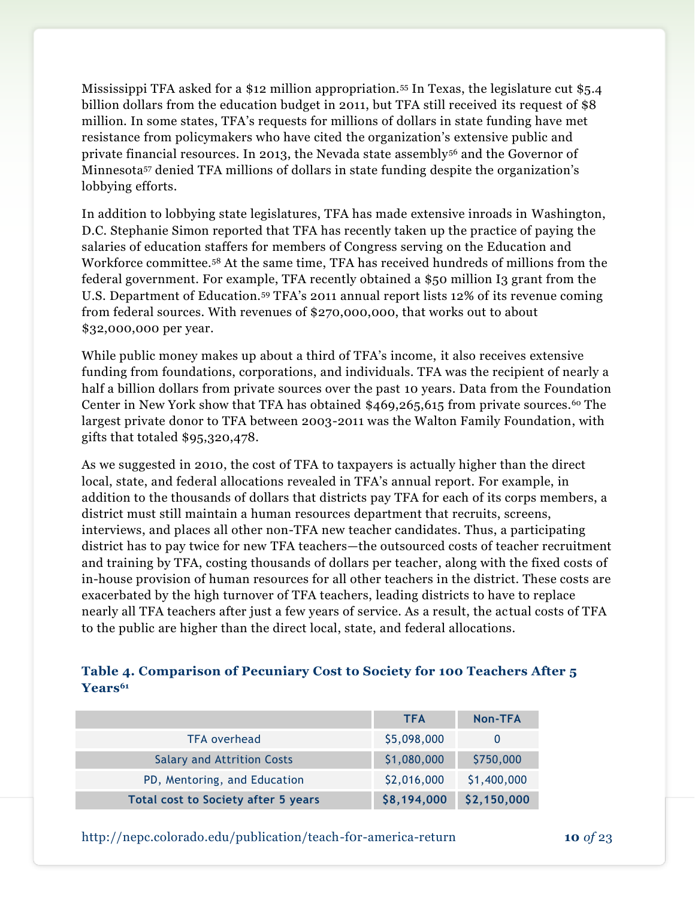Mississippi TFA asked for a $12 million appropriation.[55] In Texas, the legislature cut $5.4 billion dollars from the education budget in 2011, but TFA still received its request of $8 million. In some states, TFA's requests for millions of dollars in state funding have met resistance from policymakers who have cited the organization's extensive public and private financial resources. In 2013, the Nevada state assembly[56] and the Governor of Minnesota[57] denied TFA millions of dollars in state funding despite the organization's lobbying efforts.

In addition to lobbying state legislatures, TFA has made extensive inroads in Washington, D.C. Stephanie Simon reported that TFA has recently taken up the practice of paying the salaries of education staffers for members of Congress serving on the Education and Workforce committee.[58] At the same time, TFA has received hundreds of millions from the federal government. For example, TFA recently obtained a $50 million I3 grant from the U.S. Department of Education.[59] TFA's 2011 annual report lists 12% of its revenue coming from federal sources. With revenues of $270,000,000, that works out to about $32,000,000 per year.

While public money makes up about a third of TFA's income, it also receives extensive funding from foundations, corporations, and individuals. TFA was the recipient of nearly a half a billion dollars from private sources over the past 10 years. Data from the Foundation Center in New York show that TFA has obtained $469,265,615 from private sources.[60] The largest private donor to TFA between 2003-2011 was the Walton Family Foundation, with gifts that totaled $95,320,478.

As we suggested in 2010, the cost of TFA to taxpayers is actually higher than the direct local, state, and federal allocations revealed in TFA's annual report. For example, in addition to the thousands of dollars that districts pay TFA for each of its corps members, a district must still maintain a human resources department that recruits, screens, interviews, and places all other non-TFA new teacher candidates. Thus, a participating district has to pay twice for new TFA teachers—the outsourced costs of teacher recruitment and training by TFA, costing thousands of dollars per teacher, along with the fixed costs of in-house provision of human resources for all other teachers in the district. These costs are exacerbated by the high turnover of TFA teachers, leading districts to have to replace nearly all TFA teachers after just a few years of service. As a result, the actual costs of TFA to the public are higher than the direct local, state, and federal allocations.

**Table 4. Comparison of Pecuniary Cost to Society for 100 Teachers After 5 Years[61]**

| | TFA | Non-TFA |
|---|---|---|
| TFA overhead | $5,098,000 | 0 |
| Salary and Attrition Costs | $1,080,000 | $750,000 |
| PD, Mentoring, and Education | $2,016,000 | $1,400,000 |
| **Total cost to Society after 5 years** | **$8,194,000** | **$2,150,000** |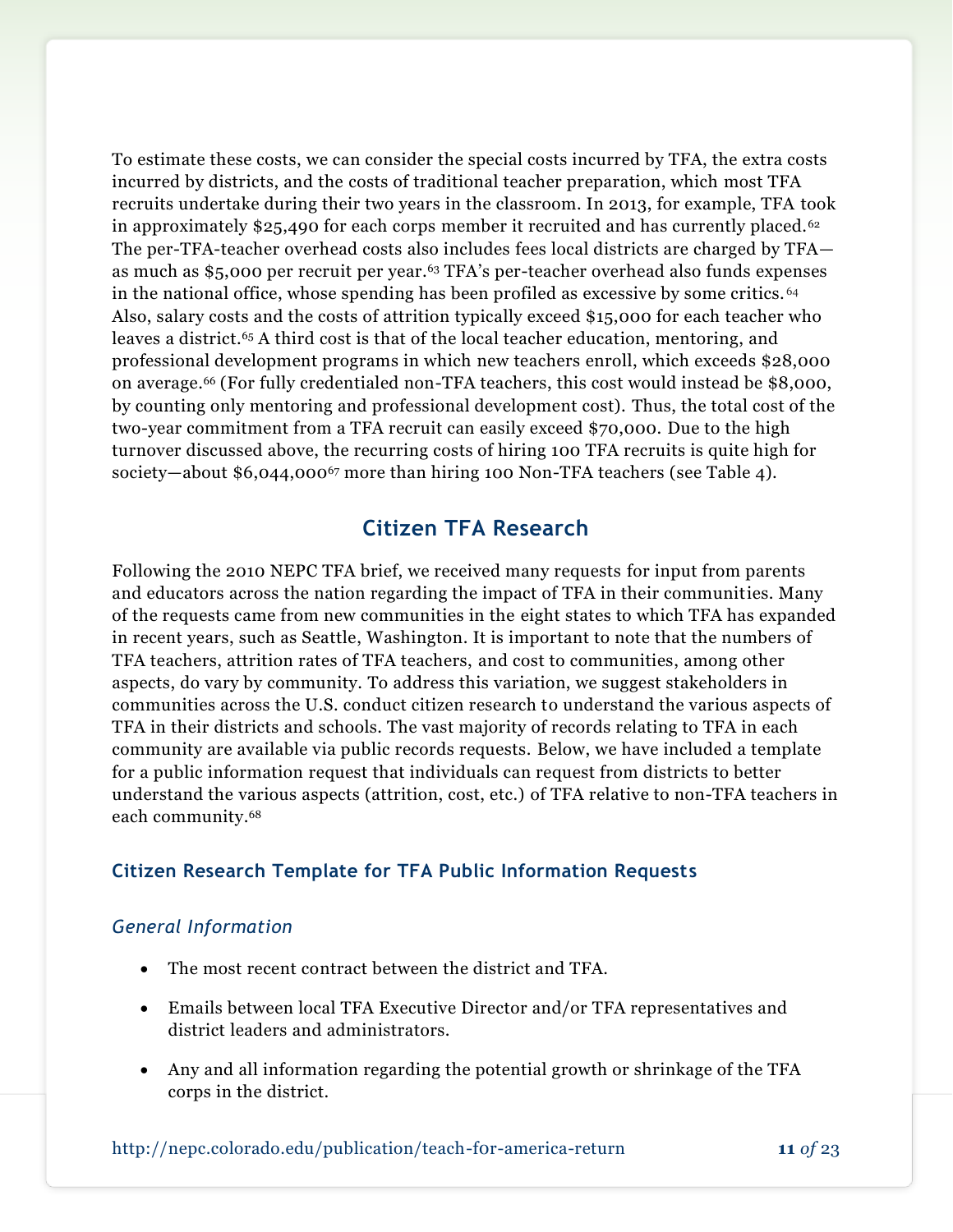To estimate these costs, we can consider the special costs incurred by TFA, the extra costs incurred by districts, and the costs of traditional teacher preparation, which most TFA recruits undertake during their two years in the classroom. In 2013, for example, TFA took in approximately $25,490 for each corps member it recruited and has currently placed.[62] The per-TFA-teacher overhead costs also includes fees local districts are charged by TFA—as much as $5,000 per recruit per year.[63] TFA's per-teacher overhead also funds expenses in the national office, whose spending has been profiled as excessive by some critics.[64] Also, salary costs and the costs of attrition typically exceed $15,000 for each teacher who leaves a district.[65] A third cost is that of the local teacher education, mentoring, and professional development programs in which new teachers enroll, which exceeds $28,000 on average.[66] (For fully credentialed non-TFA teachers, this cost would instead be $8,000, by counting only mentoring and professional development cost). Thus, the total cost of the two-year commitment from a TFA recruit can easily exceed $70,000. Due to the high turnover discussed above, the recurring costs of hiring 100 TFA recruits is quite high for society—about $6,044,000[67] more than hiring 100 Non-TFA teachers (see Table 4).

## Citizen TFA Research

Following the 2010 NEPC TFA brief, we received many requests for input from parents and educators across the nation regarding the impact of TFA in their communities. Many of the requests came from new communities in the eight states to which TFA has expanded in recent years, such as Seattle, Washington. It is important to note that the numbers of TFA teachers, attrition rates of TFA teachers, and cost to communities, among other aspects, do vary by community. To address this variation, we suggest stakeholders in communities across the U.S. conduct citizen research to understand the various aspects of TFA in their districts and schools. The vast majority of records relating to TFA in each community are available via public records requests. Below, we have included a template for a public information request that individuals can request from districts to better understand the various aspects (attrition, cost, etc.) of TFA relative to non-TFA teachers in each community.[68]

### Citizen Research Template for TFA Public Information Requests

#### *General Information*

- The most recent contract between the district and TFA.
- Emails between local TFA Executive Director and/or TFA representatives and district leaders and administrators.
- Any and all information regarding the potential growth or shrinkage of the TFA corps in the district.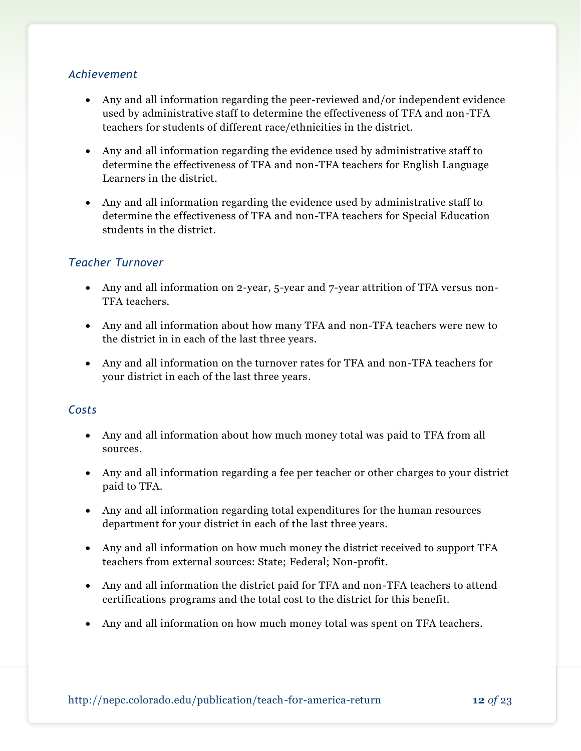*Achievement*

- Any and all information regarding the peer-reviewed and/or independent evidence used by administrative staff to determine the effectiveness of TFA and non-TFA teachers for students of different race/ethnicities in the district.
- Any and all information regarding the evidence used by administrative staff to determine the effectiveness of TFA and non-TFA teachers for English Language Learners in the district.
- Any and all information regarding the evidence used by administrative staff to determine the effectiveness of TFA and non-TFA teachers for Special Education students in the district.

*Teacher Turnover*

- Any and all information on 2-year, 5-year and 7-year attrition of TFA versus non-TFA teachers.
- Any and all information about how many TFA and non-TFA teachers were new to the district in in each of the last three years.
- Any and all information on the turnover rates for TFA and non-TFA teachers for your district in each of the last three years.

*Costs*

- Any and all information about how much money total was paid to TFA from all sources.
- Any and all information regarding a fee per teacher or other charges to your district paid to TFA.
- Any and all information regarding total expenditures for the human resources department for your district in each of the last three years.
- Any and all information on how much money the district received to support TFA teachers from external sources: State; Federal; Non-profit.
- Any and all information the district paid for TFA and non-TFA teachers to attend certifications programs and the total cost to the district for this benefit.
- Any and all information on how much money total was spent on TFA teachers.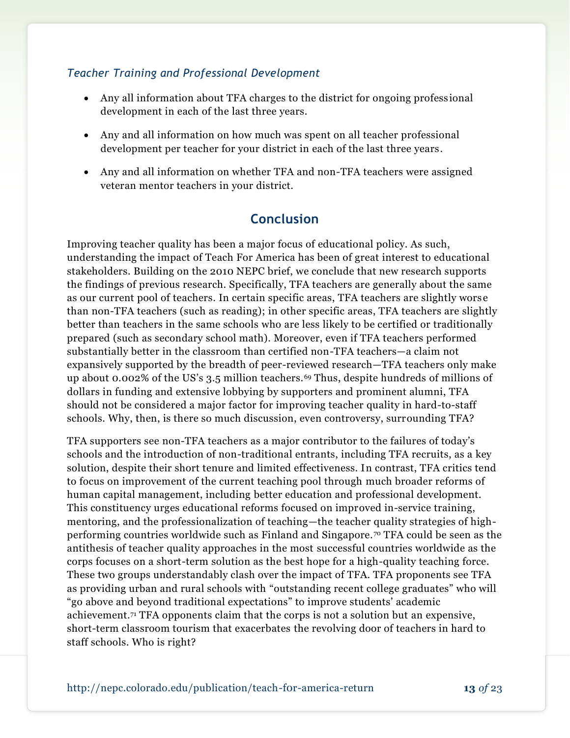*Teacher Training and Professional Development*

- Any all information about TFA charges to the district for ongoing professional development in each of the last three years.
- Any and all information on how much was spent on all teacher professional development per teacher for your district in each of the last three years.
- Any and all information on whether TFA and non-TFA teachers were assigned veteran mentor teachers in your district.

## Conclusion

Improving teacher quality has been a major focus of educational policy. As such, understanding the impact of Teach For America has been of great interest to educational stakeholders. Building on the 2010 NEPC brief, we conclude that new research supports the findings of previous research. Specifically, TFA teachers are generally about the same as our current pool of teachers. In certain specific areas, TFA teachers are slightly worse than non-TFA teachers (such as reading); in other specific areas, TFA teachers are slightly better than teachers in the same schools who are less likely to be certified or traditionally prepared (such as secondary school math). Moreover, even if TFA teachers performed substantially better in the classroom than certified non-TFA teachers—a claim not expansively supported by the breadth of peer-reviewed research—TFA teachers only make up about 0.002% of the US's 3.5 million teachers.[69] Thus, despite hundreds of millions of dollars in funding and extensive lobbying by supporters and prominent alumni, TFA should not be considered a major factor for improving teacher quality in hard-to-staff schools. Why, then, is there so much discussion, even controversy, surrounding TFA?

TFA supporters see non-TFA teachers as a major contributor to the failures of today's schools and the introduction of non-traditional entrants, including TFA recruits, as a key solution, despite their short tenure and limited effectiveness. In contrast, TFA critics tend to focus on improvement of the current teaching pool through much broader reforms of human capital management, including better education and professional development. This constituency urges educational reforms focused on improved in-service training, mentoring, and the professionalization of teaching—the teacher quality strategies of high-performing countries worldwide such as Finland and Singapore.[70] TFA could be seen as the antithesis of teacher quality approaches in the most successful countries worldwide as the corps focuses on a short-term solution as the best hope for a high-quality teaching force. These two groups understandably clash over the impact of TFA. TFA proponents see TFA as providing urban and rural schools with "outstanding recent college graduates" who will "go above and beyond traditional expectations" to improve students' academic achievement.[71] TFA opponents claim that the corps is not a solution but an expensive, short-term classroom tourism that exacerbates the revolving door of teachers in hard to staff schools. Who is right?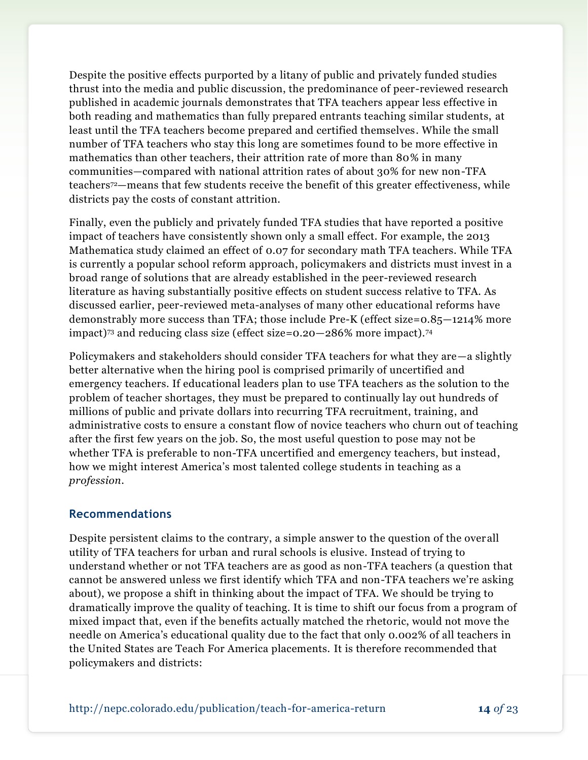Despite the positive effects purported by a litany of public and privately funded studies thrust into the media and public discussion, the predominance of peer-reviewed research published in academic journals demonstrates that TFA teachers appear less effective in both reading and mathematics than fully prepared entrants teaching similar students, at least until the TFA teachers become prepared and certified themselves. While the small number of TFA teachers who stay this long are sometimes found to be more effective in mathematics than other teachers, their attrition rate of more than 80% in many communities—compared with national attrition rates of about 30% for new non-TFA teachers[72]—means that few students receive the benefit of this greater effectiveness, while districts pay the costs of constant attrition.

Finally, even the publicly and privately funded TFA studies that have reported a positive impact of teachers have consistently shown only a small effect. For example, the 2013 Mathematica study claimed an effect of 0.07 for secondary math TFA teachers. While TFA is currently a popular school reform approach, policymakers and districts must invest in a broad range of solutions that are already established in the peer-reviewed research literature as having substantially positive effects on student success relative to TFA. As discussed earlier, peer-reviewed meta-analyses of many other educational reforms have demonstrably more success than TFA; those include Pre-K (effect size=0.85—1214% more impact)[73] and reducing class size (effect size=0.20—286% more impact).[74]

Policymakers and stakeholders should consider TFA teachers for what they are—a slightly better alternative when the hiring pool is comprised primarily of uncertified and emergency teachers. If educational leaders plan to use TFA teachers as the solution to the problem of teacher shortages, they must be prepared to continually lay out hundreds of millions of public and private dollars into recurring TFA recruitment, training, and administrative costs to ensure a constant flow of novice teachers who churn out of teaching after the first few years on the job. So, the most useful question to pose may not be whether TFA is preferable to non-TFA uncertified and emergency teachers, but instead, how we might interest America's most talented college students in teaching as a *profession*.

## Recommendations

Despite persistent claims to the contrary, a simple answer to the question of the overall utility of TFA teachers for urban and rural schools is elusive. Instead of trying to understand whether or not TFA teachers are as good as non-TFA teachers (a question that cannot be answered unless we first identify which TFA and non-TFA teachers we're asking about), we propose a shift in thinking about the impact of TFA. We should be trying to dramatically improve the quality of teaching. It is time to shift our focus from a program of mixed impact that, even if the benefits actually matched the rhetoric, would not move the needle on America's educational quality due to the fact that only 0.002% of all teachers in the United States are Teach For America placements. It is therefore recommended that policymakers and districts: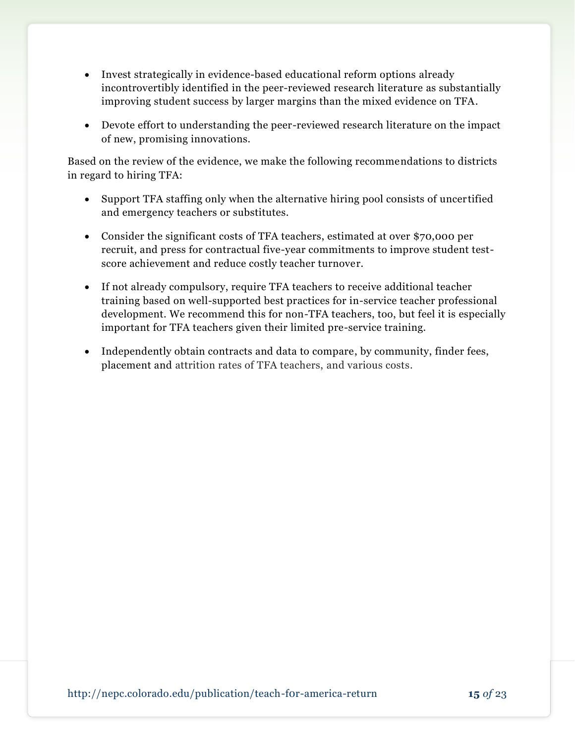- Invest strategically in evidence-based educational reform options already incontrovertibly identified in the peer-reviewed research literature as substantially improving student success by larger margins than the mixed evidence on TFA.
- Devote effort to understanding the peer-reviewed research literature on the impact of new, promising innovations.

Based on the review of the evidence, we make the following recommendations to districts in regard to hiring TFA:

- Support TFA staffing only when the alternative hiring pool consists of uncertified and emergency teachers or substitutes.
- Consider the significant costs of TFA teachers, estimated at over $70,000 per recruit, and press for contractual five-year commitments to improve student test-score achievement and reduce costly teacher turnover.
- If not already compulsory, require TFA teachers to receive additional teacher training based on well-supported best practices for in-service teacher professional development. We recommend this for non-TFA teachers, too, but feel it is especially important for TFA teachers given their limited pre-service training.
- Independently obtain contracts and data to compare, by community, finder fees, placement and attrition rates of TFA teachers, and various costs.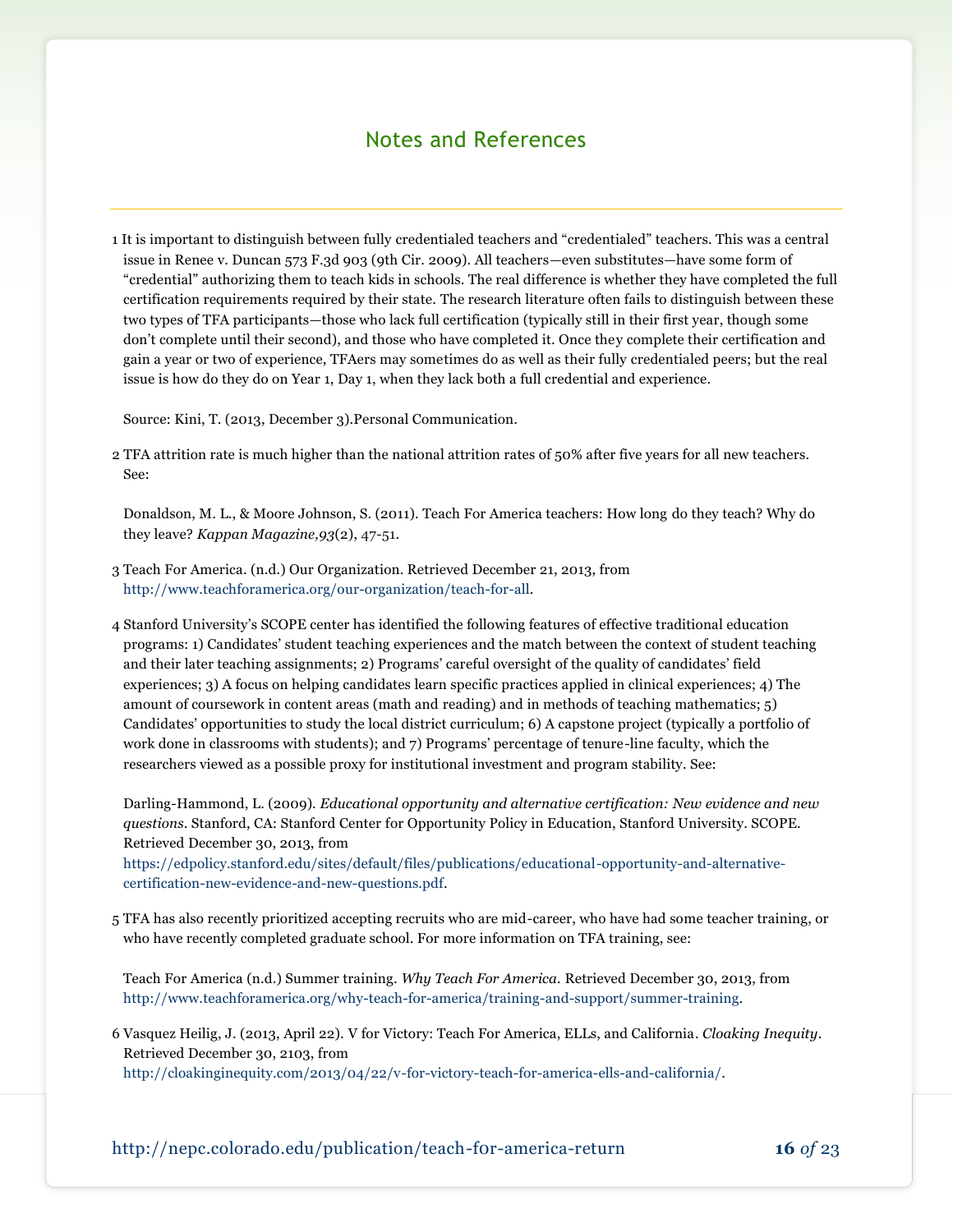## Notes and References

1 It is important to distinguish between fully credentialed teachers and "credentialed" teachers. This was a central issue in Renee v. Duncan 573 F.3d 903 (9th Cir. 2009). All teachers—even substitutes—have some form of "credential" authorizing them to teach kids in schools. The real difference is whether they have completed the full certification requirements required by their state. The research literature often fails to distinguish between these two types of TFA participants—those who lack full certification (typically still in their first year, though some don't complete until their second), and those who have completed it. Once they complete their certification and gain a year or two of experience, TFAers may sometimes do as well as their fully credentialed peers; but the real issue is how do they do on Year 1, Day 1, when they lack both a full credential and experience.

Source: Kini, T. (2013, December 3).Personal Communication.

2 TFA attrition rate is much higher than the national attrition rates of 50% after five years for all new teachers. See:

Donaldson, M. L., & Moore Johnson, S. (2011). Teach For America teachers: How long do they teach? Why do they leave? *Kappan Magazine,93*(2), 47-51.

3 Teach For America. (n.d.) Our Organization. Retrieved December 21, 2013, from http://www.teachforamerica.org/our-organization/teach-for-all.

4 Stanford University's SCOPE center has identified the following features of effective traditional education programs: 1) Candidates' student teaching experiences and the match between the context of student teaching and their later teaching assignments; 2) Programs' careful oversight of the quality of candidates' field experiences; 3) A focus on helping candidates learn specific practices applied in clinical experiences; 4) The amount of coursework in content areas (math and reading) and in methods of teaching mathematics; 5) Candidates' opportunities to study the local district curriculum; 6) A capstone project (typically a portfolio of work done in classrooms with students); and 7) Programs' percentage of tenure-line faculty, which the researchers viewed as a possible proxy for institutional investment and program stability. See:

Darling-Hammond, L. (2009). *Educational opportunity and alternative certification: New evidence and new questions.* Stanford, CA: Stanford Center for Opportunity Policy in Education, Stanford University. SCOPE. Retrieved December 30, 2013, from https://edpolicy.stanford.edu/sites/default/files/publications/educational-opportunity-and-alternative-certification-new-evidence-and-new-questions.pdf.

5 TFA has also recently prioritized accepting recruits who are mid-career, who have had some teacher training, or who have recently completed graduate school. For more information on TFA training, see:

Teach For America (n.d.) Summer training. *Why Teach For America*. Retrieved December 30, 2013, from http://www.teachforamerica.org/why-teach-for-america/training-and-support/summer-training.

6 Vasquez Heilig, J. (2013, April 22). V for Victory: Teach For America, ELLs, and California. *Cloaking Inequity*. Retrieved December 30, 2103, from http://cloakinginequity.com/2013/04/22/v-for-victory-teach-for-america-ells-and-california/.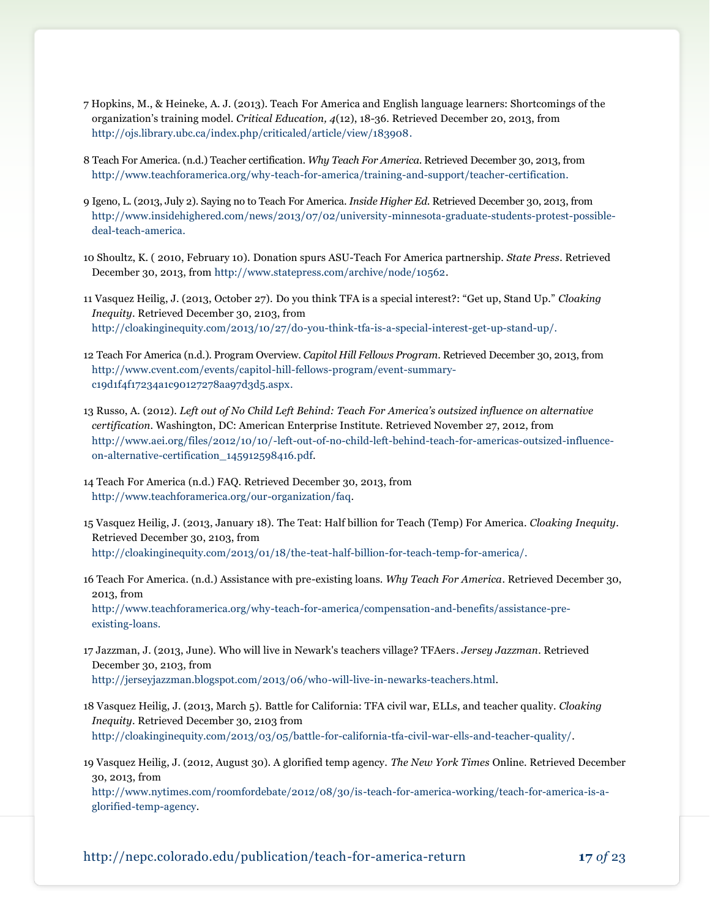7 Hopkins, M., & Heineke, A. J. (2013). Teach For America and English language learners: Shortcomings of the organization's training model. *Critical Education, 4*(12), 18-36. Retrieved December 20, 2013, from http://ojs.library.ubc.ca/index.php/criticaled/article/view/183908.

8 Teach For America. (n.d.) Teacher certification. *Why Teach For America*. Retrieved December 30, 2013, from http://www.teachforamerica.org/why-teach-for-america/training-and-support/teacher-certification.

9 Igeno, L. (2013, July 2). Saying no to Teach For America. *Inside Higher Ed*. Retrieved December 30, 2013, from http://www.insidehighered.com/news/2013/07/02/university-minnesota-graduate-students-protest-possible-deal-teach-america.

10 Shoultz, K. ( 2010, February 10). Donation spurs ASU-Teach For America partnership. *State Press*. Retrieved December 30, 2013, from http://www.statepress.com/archive/node/10562.

11 Vasquez Heilig, J. (2013, October 27). Do you think TFA is a special interest?: "Get up, Stand Up." *Cloaking Inequity*. Retrieved December 30, 2103, from http://cloakinginequity.com/2013/10/27/do-you-think-tfa-is-a-special-interest-get-up-stand-up/.

12 Teach For America (n.d.). Program Overview. *Capitol Hill Fellows Program*. Retrieved December 30, 2013, from http://www.cvent.com/events/capitol-hill-fellows-program/event-summary-c19d1f4f17234a1c90127278aa97d3d5.aspx.

13 Russo, A. (2012). *Left out of No Child Left Behind: Teach For America's outsized influence on alternative certification*. Washington, DC: American Enterprise Institute. Retrieved November 27, 2012, from http://www.aei.org/files/2012/10/10/-left-out-of-no-child-left-behind-teach-for-americas-outsized-influence-on-alternative-certification_145912598416.pdf.

14 Teach For America (n.d.) FAQ. Retrieved December 30, 2013, from http://www.teachforamerica.org/our-organization/faq.

15 Vasquez Heilig, J. (2013, January 18). The Teat: Half billion for Teach (Temp) For America. *Cloaking Inequity*. Retrieved December 30, 2103, from http://cloakinginequity.com/2013/01/18/the-teat-half-billion-for-teach-temp-for-america/.

16 Teach For America. (n.d.) Assistance with pre-existing loans. *Why Teach For America*. Retrieved December 30, 2013, from http://www.teachforamerica.org/why-teach-for-america/compensation-and-benefits/assistance-pre-existing-loans.

17 Jazzman, J. (2013, June). Who will live in Newark's teachers village? TFAers. *Jersey Jazzman*. Retrieved December 30, 2103, from http://jerseyjazzman.blogspot.com/2013/06/who-will-live-in-newarks-teachers.html.

18 Vasquez Heilig, J. (2013, March 5). Battle for California: TFA civil war, ELLs, and teacher quality. *Cloaking Inequity*. Retrieved December 30, 2103 from http://cloakinginequity.com/2013/03/05/battle-for-california-tfa-civil-war-ells-and-teacher-quality/.

19 Vasquez Heilig, J. (2012, August 30). A glorified temp agency. *The New York Times* Online. Retrieved December 30, 2013, from http://www.nytimes.com/roomfordebate/2012/08/30/is-teach-for-america-working/teach-for-america-is-a-glorified-temp-agency.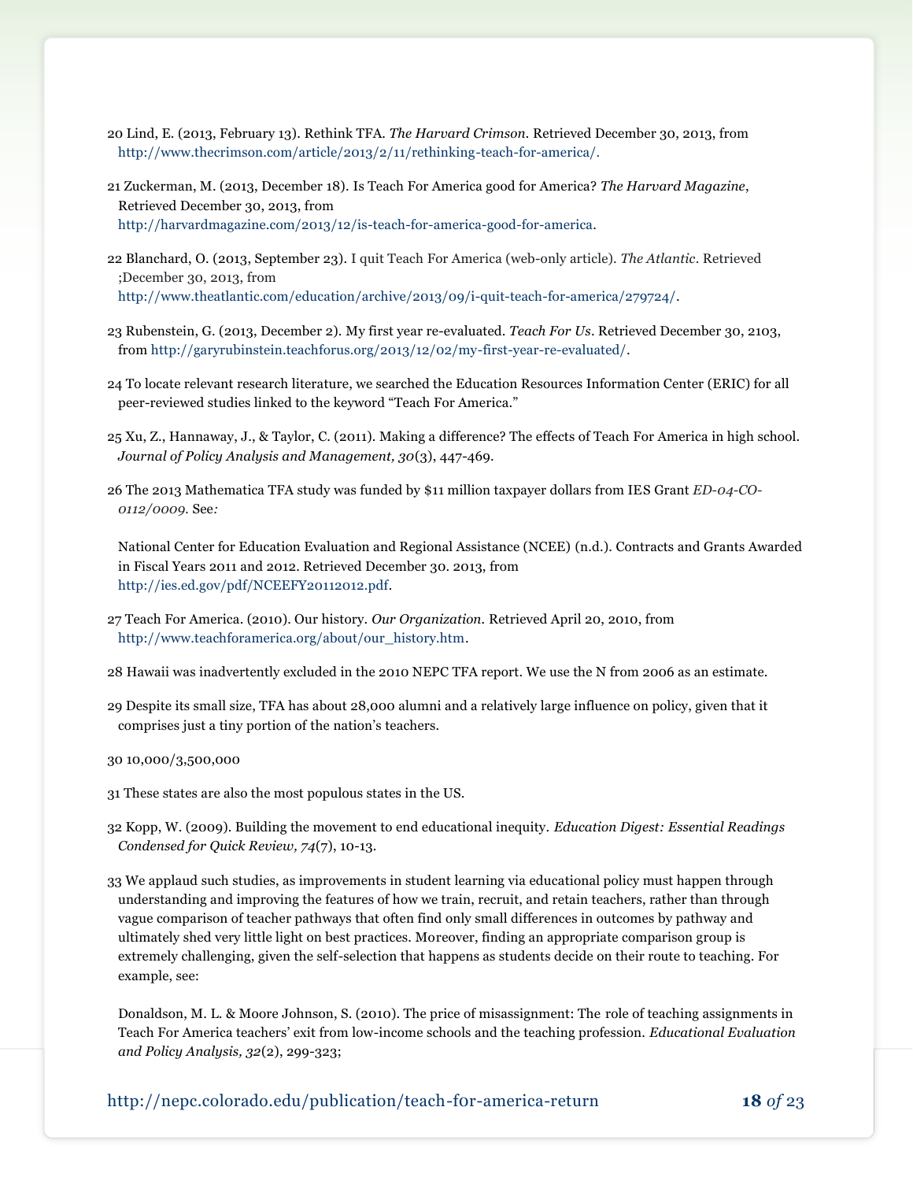20 Lind, E. (2013, February 13). Rethink TFA. *The Harvard Crimson*. Retrieved December 30, 2013, from http://www.thecrimson.com/article/2013/2/11/rethinking-teach-for-america/.

21 Zuckerman, M. (2013, December 18). Is Teach For America good for America? *The Harvard Magazine*, Retrieved December 30, 2013, from http://harvardmagazine.com/2013/12/is-teach-for-america-good-for-america.

22 Blanchard, O. (2013, September 23). I quit Teach For America (web-only article). *The Atlantic*. Retrieved ;December 30, 2013, from http://www.theatlantic.com/education/archive/2013/09/i-quit-teach-for-america/279724/.

23 Rubenstein, G. (2013, December 2). My first year re-evaluated. *Teach For Us*. Retrieved December 30, 2103, from http://garyrubinstein.teachforus.org/2013/12/02/my-first-year-re-evaluated/.

24 To locate relevant research literature, we searched the Education Resources Information Center (ERIC) for all peer-reviewed studies linked to the keyword "Teach For America."

25 Xu, Z., Hannaway, J., & Taylor, C. (2011). Making a difference? The effects of Teach For America in high school. *Journal of Policy Analysis and Management, 30*(3), 447-469.

26 The 2013 Mathematica TFA study was funded by $11 million taxpayer dollars from IES Grant *ED-04-CO-0112/0009*. See*:*

National Center for Education Evaluation and Regional Assistance (NCEE) (n.d.). Contracts and Grants Awarded in Fiscal Years 2011 and 2012. Retrieved December 30. 2013, from http://ies.ed.gov/pdf/NCEEFY20112012.pdf.

27 Teach For America. (2010). Our history. *Our Organization*. Retrieved April 20, 2010, from http://www.teachforamerica.org/about/our_history.htm.

28 Hawaii was inadvertently excluded in the 2010 NEPC TFA report. We use the N from 2006 as an estimate.

29 Despite its small size, TFA has about 28,000 alumni and a relatively large influence on policy, given that it comprises just a tiny portion of the nation's teachers.

30 10,000/3,500,000

31 These states are also the most populous states in the US.

32 Kopp, W. (2009). Building the movement to end educational inequity. *Education Digest: Essential Readings Condensed for Quick Review, 74*(7), 10-13.

33 We applaud such studies, as improvements in student learning via educational policy must happen through understanding and improving the features of how we train, recruit, and retain teachers, rather than through vague comparison of teacher pathways that often find only small differences in outcomes by pathway and ultimately shed very little light on best practices. Moreover, finding an appropriate comparison group is extremely challenging, given the self-selection that happens as students decide on their route to teaching. For example, see:

Donaldson, M. L. & Moore Johnson, S. (2010). The price of misassignment: The role of teaching assignments in Teach For America teachers' exit from low-income schools and the teaching profession. *Educational Evaluation and Policy Analysis, 32*(2), 299-323;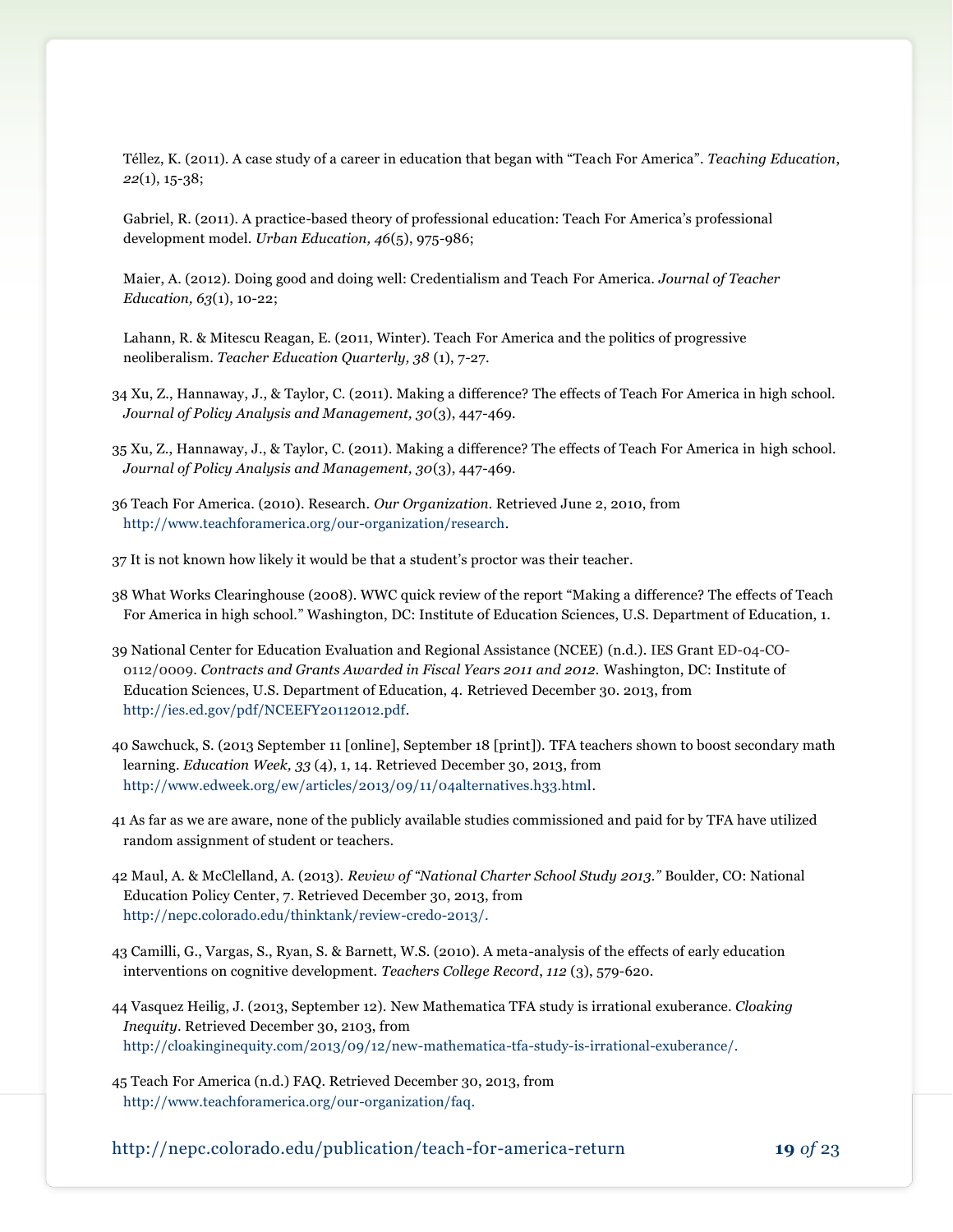Téllez, K. (2011). A case study of a career in education that began with "Teach For America". *Teaching Education*, *22*(1), 15-38;

Gabriel, R. (2011). A practice-based theory of professional education: Teach For America's professional development model. *Urban Education, 46*(5), 975-986;

Maier, A. (2012). Doing good and doing well: Credentialism and Teach For America. *Journal of Teacher Education, 63*(1), 10-22;

Lahann, R. & Mitescu Reagan, E. (2011, Winter). Teach For America and the politics of progressive neoliberalism. *Teacher Education Quarterly, 38* (1), 7-27.

34 Xu, Z., Hannaway, J., & Taylor, C. (2011). Making a difference? The effects of Teach For America in high school. *Journal of Policy Analysis and Management, 30*(3), 447-469.

35 Xu, Z., Hannaway, J., & Taylor, C. (2011). Making a difference? The effects of Teach For America in high school. *Journal of Policy Analysis and Management, 30*(3), 447-469.

36 Teach For America. (2010). Research. *Our Organization*. Retrieved June 2, 2010, from http://www.teachforamerica.org/our-organization/research.

37 It is not known how likely it would be that a student's proctor was their teacher.

38 What Works Clearinghouse (2008). WWC quick review of the report "Making a difference? The effects of Teach For America in high school." Washington, DC: Institute of Education Sciences, U.S. Department of Education, 1.

39 National Center for Education Evaluation and Regional Assistance (NCEE) (n.d.). IES Grant ED-04-CO-0112/0009. *Contracts and Grants Awarded in Fiscal Years 2011 and 2012*. Washington, DC: Institute of Education Sciences, U.S. Department of Education, 4. Retrieved December 30. 2013, from http://ies.ed.gov/pdf/NCEEFY20112012.pdf.

40 Sawchuck, S. (2013 September 11 [online], September 18 [print]). TFA teachers shown to boost secondary math learning. *Education Week, 33* (4), 1, 14. Retrieved December 30, 2013, from http://www.edweek.org/ew/articles/2013/09/11/04alternatives.h33.html.

41 As far as we are aware, none of the publicly available studies commissioned and paid for by TFA have utilized random assignment of student or teachers.

42 Maul, A. & McClelland, A. (2013). *Review of "National Charter School Study 2013."* Boulder, CO: National Education Policy Center, 7. Retrieved December 30, 2013, from http://nepc.colorado.edu/thinktank/review-credo-2013/.

43 Camilli, G., Vargas, S., Ryan, S. & Barnett, W.S. (2010). A meta-analysis of the effects of early education interventions on cognitive development. *Teachers College Record*, *112* (3), 579-620.

44 Vasquez Heilig, J. (2013, September 12). New Mathematica TFA study is irrational exuberance. *Cloaking Inequity*. Retrieved December 30, 2103, from http://cloakinginequity.com/2013/09/12/new-mathematica-tfa-study-is-irrational-exuberance/.

45 Teach For America (n.d.) FAQ. Retrieved December 30, 2013, from http://www.teachforamerica.org/our-organization/faq.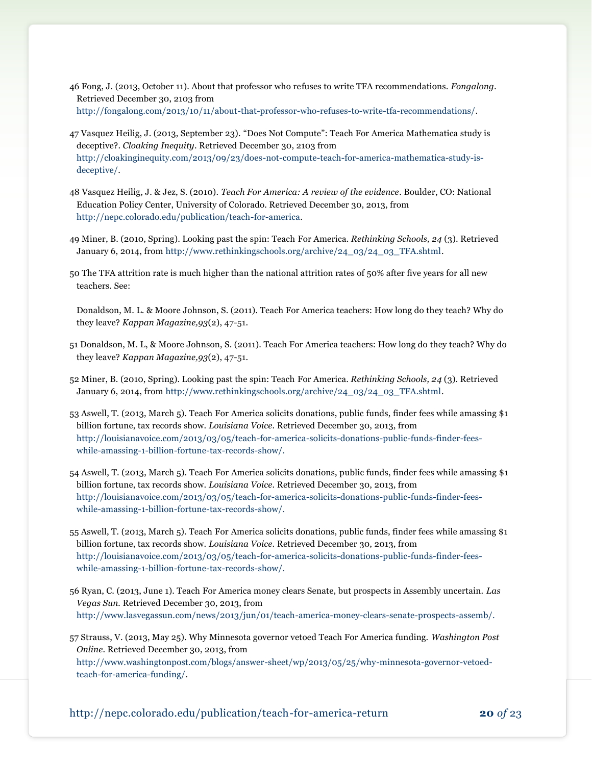46 Fong, J. (2013, October 11). About that professor who refuses to write TFA recommendations. *Fongalong*. Retrieved December 30, 2103 from http://fongalong.com/2013/10/11/about-that-professor-who-refuses-to-write-tfa-recommendations/.

47 Vasquez Heilig, J. (2013, September 23). "Does Not Compute": Teach For America Mathematica study is deceptive?. *Cloaking Inequity*. Retrieved December 30, 2103 from http://cloakinginequity.com/2013/09/23/does-not-compute-teach-for-america-mathematica-study-is-deceptive/.

48 Vasquez Heilig, J. & Jez, S. (2010). *Teach For America: A review of the evidence*. Boulder, CO: National Education Policy Center, University of Colorado. Retrieved December 30, 2013, from http://nepc.colorado.edu/publication/teach-for-america.

49 Miner, B. (2010, Spring). Looking past the spin: Teach For America. *Rethinking Schools, 24* (3). Retrieved January 6, 2014, from http://www.rethinkingschools.org/archive/24_03/24_03_TFA.shtml.

50 The TFA attrition rate is much higher than the national attrition rates of 50% after five years for all new teachers. See:

Donaldson, M. L. & Moore Johnson, S. (2011). Teach For America teachers: How long do they teach? Why do they leave? *Kappan Magazine,93*(2), 47-51.

51 Donaldson, M. L, & Moore Johnson, S. (2011). Teach For America teachers: How long do they teach? Why do they leave? *Kappan Magazine,93*(2), 47-51.

52 Miner, B. (2010, Spring). Looking past the spin: Teach For America. *Rethinking Schools, 24* (3). Retrieved January 6, 2014, from http://www.rethinkingschools.org/archive/24_03/24_03_TFA.shtml.

53 Aswell, T. (2013, March 5). Teach For America solicits donations, public funds, finder fees while amassing $1 billion fortune, tax records show. *Louisiana Voice*. Retrieved December 30, 2013, from http://louisianavoice.com/2013/03/05/teach-for-america-solicits-donations-public-funds-finder-fees-while-amassing-1-billion-fortune-tax-records-show/.

54 Aswell, T. (2013, March 5). Teach For America solicits donations, public funds, finder fees while amassing $1 billion fortune, tax records show. *Louisiana Voice*. Retrieved December 30, 2013, from http://louisianavoice.com/2013/03/05/teach-for-america-solicits-donations-public-funds-finder-fees-while-amassing-1-billion-fortune-tax-records-show/.

55 Aswell, T. (2013, March 5). Teach For America solicits donations, public funds, finder fees while amassing $1 billion fortune, tax records show. *Louisiana Voice*. Retrieved December 30, 2013, from http://louisianavoice.com/2013/03/05/teach-for-america-solicits-donations-public-funds-finder-fees-while-amassing-1-billion-fortune-tax-records-show/.

56 Ryan, C. (2013, June 1). Teach For America money clears Senate, but prospects in Assembly uncertain. *Las Vegas Sun*. Retrieved December 30, 2013, from http://www.lasvegassun.com/news/2013/jun/01/teach-america-money-clears-senate-prospects-assemb/.

57 Strauss, V. (2013, May 25). Why Minnesota governor vetoed Teach For America funding. *Washington Post Online*. Retrieved December 30, 2013, from http://www.washingtonpost.com/blogs/answer-sheet/wp/2013/05/25/why-minnesota-governor-vetoed-teach-for-america-funding/.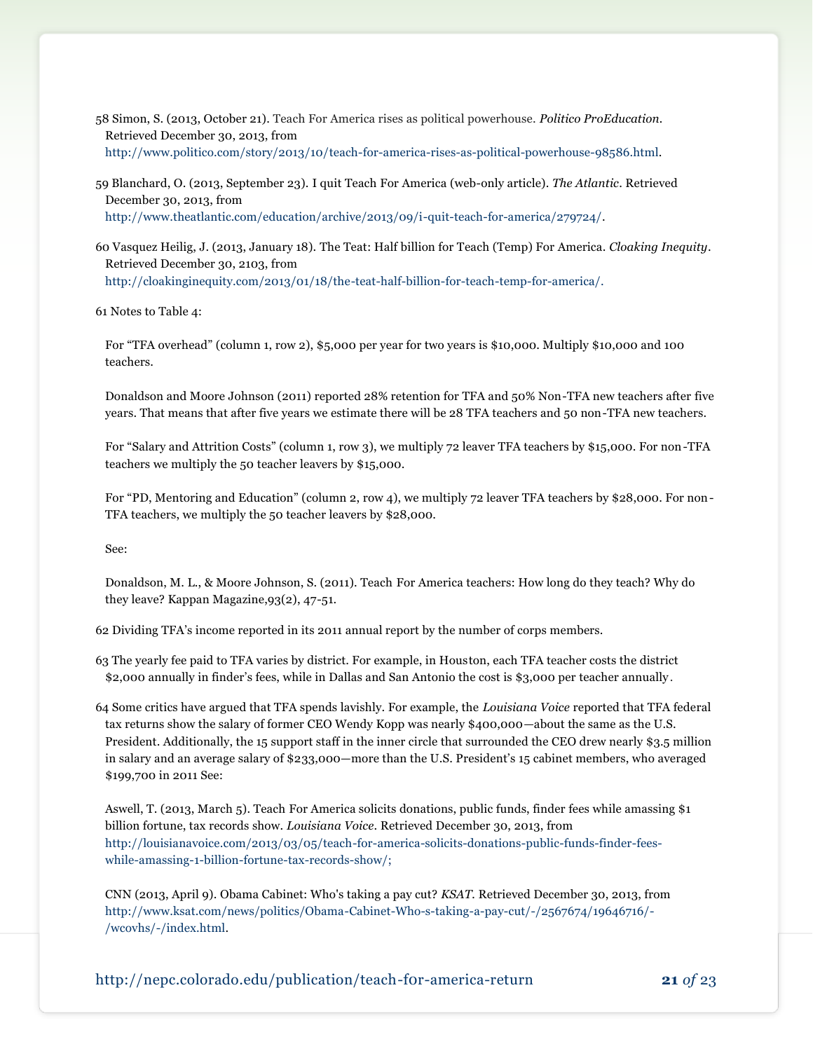58 Simon, S. (2013, October 21). Teach For America rises as political powerhouse. *Politico ProEducation*. Retrieved December 30, 2013, from http://www.politico.com/story/2013/10/teach-for-america-rises-as-political-powerhouse-98586.html.

59 Blanchard, O. (2013, September 23). I quit Teach For America (web-only article). *The Atlantic*. Retrieved December 30, 2013, from http://www.theatlantic.com/education/archive/2013/09/i-quit-teach-for-america/279724/.

60 Vasquez Heilig, J. (2013, January 18). The Teat: Half billion for Teach (Temp) For America. *Cloaking Inequity*. Retrieved December 30, 2103, from http://cloakinginequity.com/2013/01/18/the-teat-half-billion-for-teach-temp-for-america/.

61 Notes to Table 4:

For "TFA overhead" (column 1, row 2), $5,000 per year for two years is $10,000. Multiply $10,000 and 100 teachers.

Donaldson and Moore Johnson (2011) reported 28% retention for TFA and 50% Non-TFA new teachers after five years. That means that after five years we estimate there will be 28 TFA teachers and 50 non-TFA new teachers.

For "Salary and Attrition Costs" (column 1, row 3), we multiply 72 leaver TFA teachers by $15,000. For non-TFA teachers we multiply the 50 teacher leavers by $15,000.

For "PD, Mentoring and Education" (column 2, row 4), we multiply 72 leaver TFA teachers by $28,000. For non-TFA teachers, we multiply the 50 teacher leavers by $28,000.

See:

Donaldson, M. L., & Moore Johnson, S. (2011). Teach For America teachers: How long do they teach? Why do they leave? Kappan Magazine,93(2), 47-51.

62 Dividing TFA's income reported in its 2011 annual report by the number of corps members.

63 The yearly fee paid to TFA varies by district. For example, in Houston, each TFA teacher costs the district $2,000 annually in finder's fees, while in Dallas and San Antonio the cost is $3,000 per teacher annually.

64 Some critics have argued that TFA spends lavishly. For example, the *Louisiana Voice* reported that TFA federal tax returns show the salary of former CEO Wendy Kopp was nearly $400,000—about the same as the U.S. President. Additionally, the 15 support staff in the inner circle that surrounded the CEO drew nearly $3.5 million in salary and an average salary of $233,000—more than the U.S. President's 15 cabinet members, who averaged $199,700 in 2011 See:

Aswell, T. (2013, March 5). Teach For America solicits donations, public funds, finder fees while amassing $1 billion fortune, tax records show. *Louisiana Voice*. Retrieved December 30, 2013, from http://louisianavoice.com/2013/03/05/teach-for-america-solicits-donations-public-funds-finder-fees-while-amassing-1-billion-fortune-tax-records-show/;

CNN (2013, April 9). Obama Cabinet: Who's taking a pay cut? *KSAT*. Retrieved December 30, 2013, from http://www.ksat.com/news/politics/Obama-Cabinet-Who-s-taking-a-pay-cut/-/2567674/19646716/-/wcovhs/-/index.html.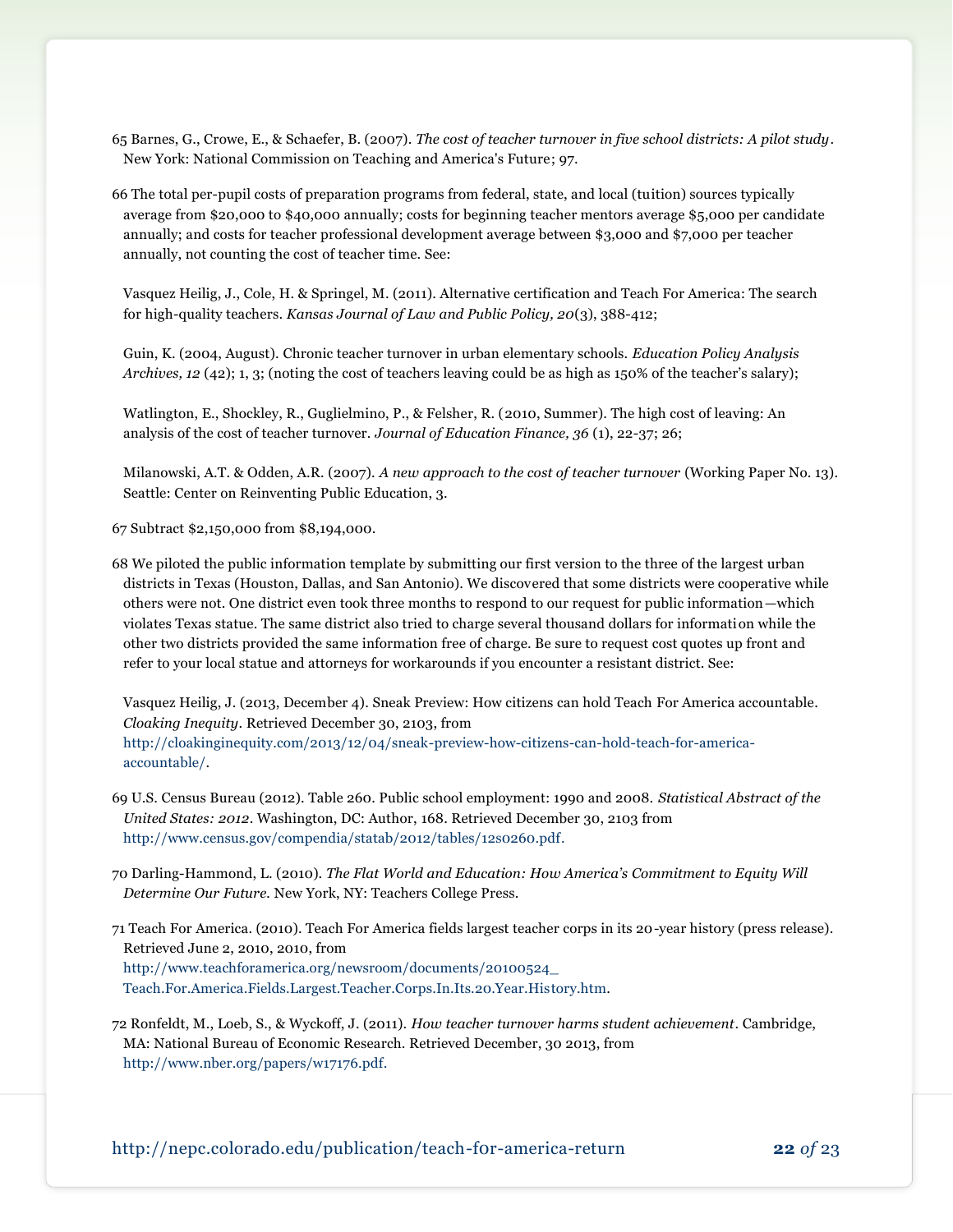65 Barnes, G., Crowe, E., & Schaefer, B. (2007). *The cost of teacher turnover in five school districts: A pilot study*. New York: National Commission on Teaching and America's Future; 97.

66 The total per-pupil costs of preparation programs from federal, state, and local (tuition) sources typically average from $20,000 to $40,000 annually; costs for beginning teacher mentors average $5,000 per candidate annually; and costs for teacher professional development average between $3,000 and $7,000 per teacher annually, not counting the cost of teacher time. See:

Vasquez Heilig, J., Cole, H. & Springel, M. (2011). Alternative certification and Teach For America: The search for high-quality teachers. *Kansas Journal of Law and Public Policy, 20*(3), 388-412;

Guin, K. (2004, August). Chronic teacher turnover in urban elementary schools. *Education Policy Analysis Archives, 12* (42); 1, 3; (noting the cost of teachers leaving could be as high as 150% of the teacher's salary);

Watlington, E., Shockley, R., Guglielmino, P., & Felsher, R. (2010, Summer). The high cost of leaving: An analysis of the cost of teacher turnover. *Journal of Education Finance, 36* (1), 22-37; 26;

Milanowski, A.T. & Odden, A.R. (2007). *A new approach to the cost of teacher turnover* (Working Paper No. 13). Seattle: Center on Reinventing Public Education, 3.

67 Subtract $2,150,000 from $8,194,000.

68 We piloted the public information template by submitting our first version to the three of the largest urban districts in Texas (Houston, Dallas, and San Antonio). We discovered that some districts were cooperative while others were not. One district even took three months to respond to our request for public information—which violates Texas statue. The same district also tried to charge several thousand dollars for information while the other two districts provided the same information free of charge. Be sure to request cost quotes up front and refer to your local statue and attorneys for workarounds if you encounter a resistant district. See:

Vasquez Heilig, J. (2013, December 4). Sneak Preview: How citizens can hold Teach For America accountable. *Cloaking Inequity*. Retrieved December 30, 2103, from http://cloakinginequity.com/2013/12/04/sneak-preview-how-citizens-can-hold-teach-for-america-accountable/.

69 U.S. Census Bureau (2012). Table 260. Public school employment: 1990 and 2008. *Statistical Abstract of the United States: 2012*. Washington, DC: Author, 168. Retrieved December 30, 2103 from http://www.census.gov/compendia/statab/2012/tables/12s0260.pdf.

70 Darling-Hammond, L. (2010). *The Flat World and Education: How America's Commitment to Equity Will Determine Our Future*. New York, NY: Teachers College Press.

71 Teach For America. (2010). Teach For America fields largest teacher corps in its 20-year history (press release). Retrieved June 2, 2010, 2010, from http://www.teachforamerica.org/newsroom/documents/20100524_Teach.For.America.Fields.Largest.Teacher.Corps.In.Its.20.Year.History.htm.

72 Ronfeldt, M., Loeb, S., & Wyckoff, J. (2011). *How teacher turnover harms student achievement*. Cambridge, MA: National Bureau of Economic Research. Retrieved December, 30 2013, from http://www.nber.org/papers/w17176.pdf.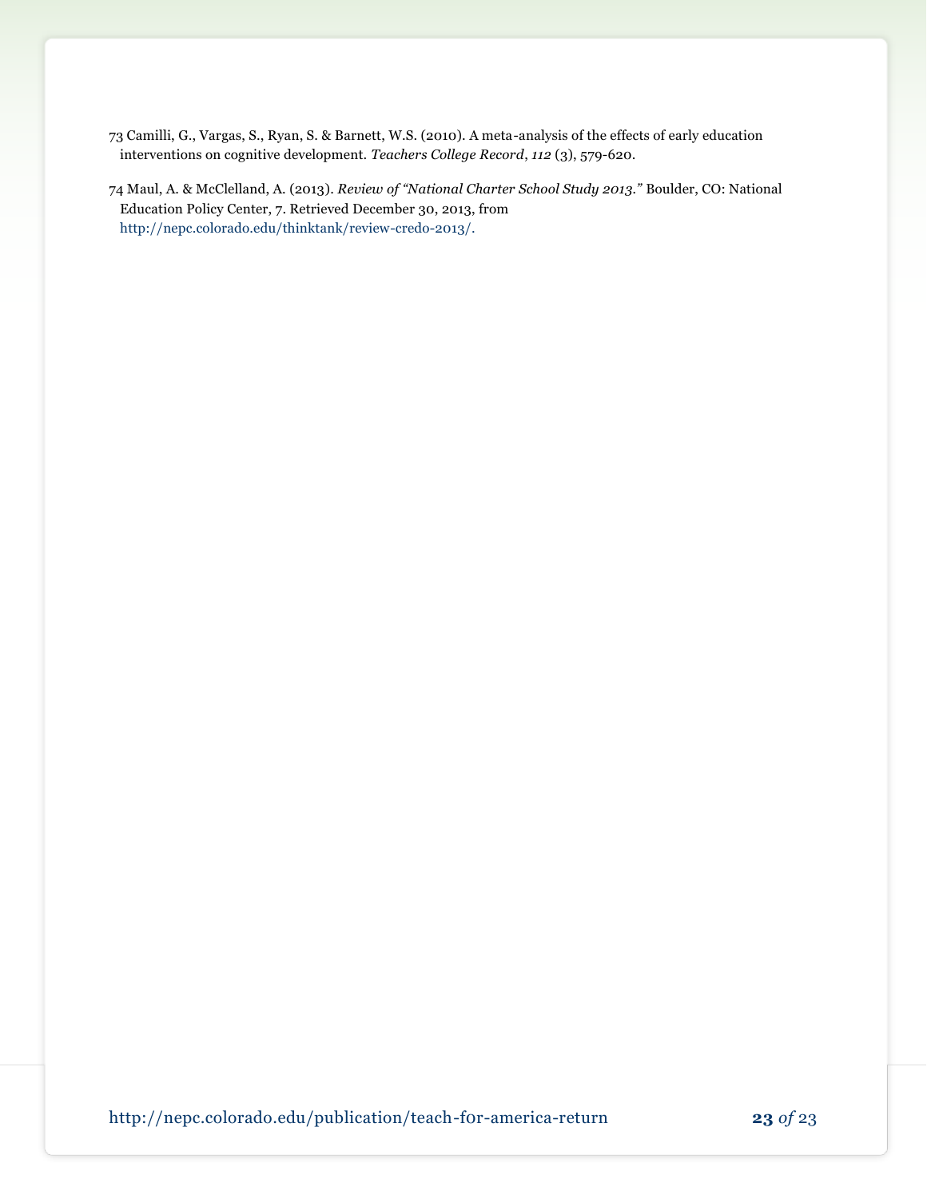73 Camilli, G., Vargas, S., Ryan, S. & Barnett, W.S. (2010). A meta-analysis of the effects of early education interventions on cognitive development. *Teachers College Record*, *112* (3), 579-620.

74 Maul, A. & McClelland, A. (2013). *Review of "National Charter School Study 2013."* Boulder, CO: National Education Policy Center, 7. Retrieved December 30, 2013, from http://nepc.colorado.edu/thinktank/review-credo-2013/.